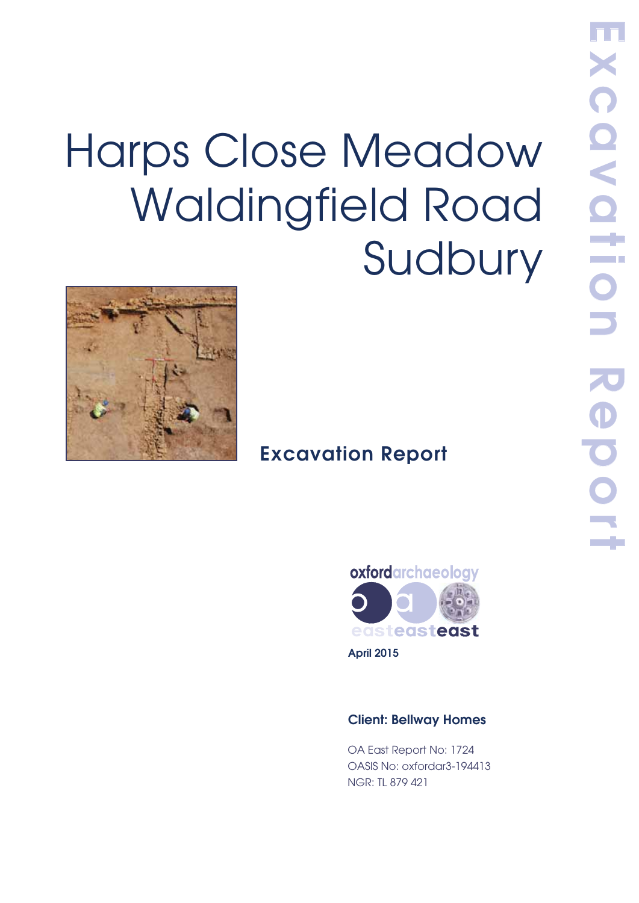# Harps Close Meadow Waldingfield Road Sudbury

## Excavation Report

oxfordarchaeology

easteasteast

April 2015

**Client: Bellway Homes**

OA East Report No: 1724

OASIS No: oxfordar3-194413

NGR: TL 879 421

Excavation Report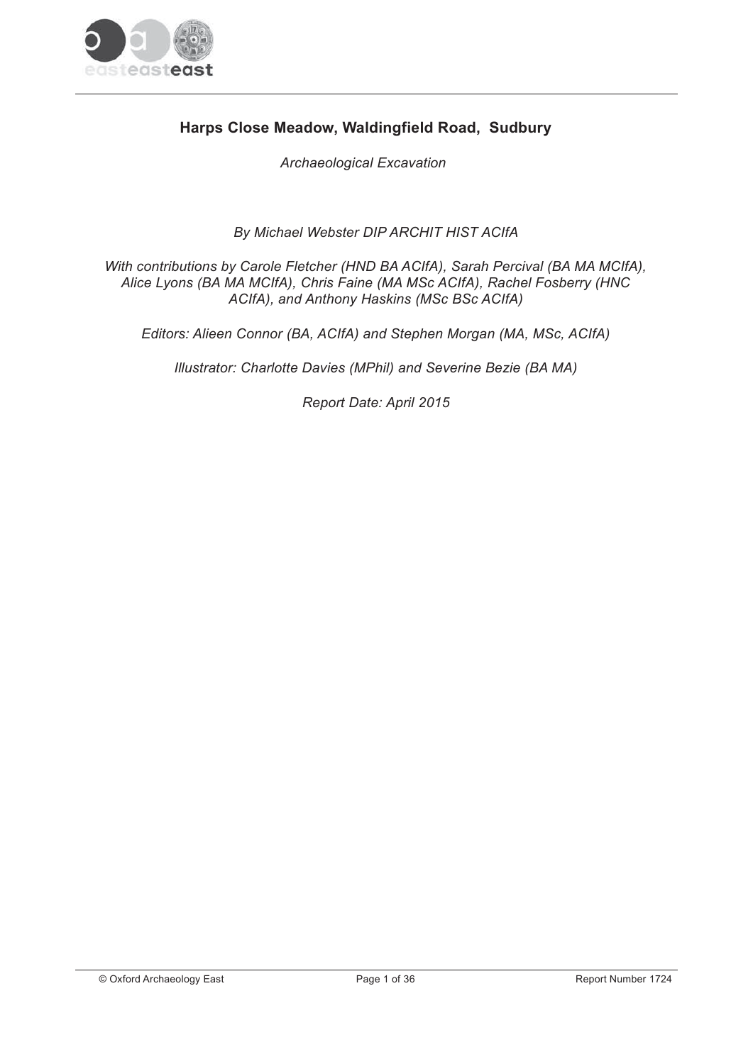# Harps Close Meadow, Waldingfield Road, Sudbury

*Archaeological Excavation*

*By Michael Webster DIP ARCHIT HIST ACIfA*

*With contributions by Carole Fletcher (HND BA ACIfA), Sarah Percival (BA MA MCIfA), Alice Lyons (BA MA MCIfA), Chris Faine (MA MSc ACIfA), Rachel Fosberry (HNC ACIfA), and Anthony Haskins (MSc BSc ACIfA)*

*Editors: Alieen Connor (BA, ACIfA) and Stephen Morgan (MA, MSc, ACIfA)*

*Illustrator: Charlotte Davies (MPhil) and Severine Bezie (BA MA)*

*Report Date: April 2015*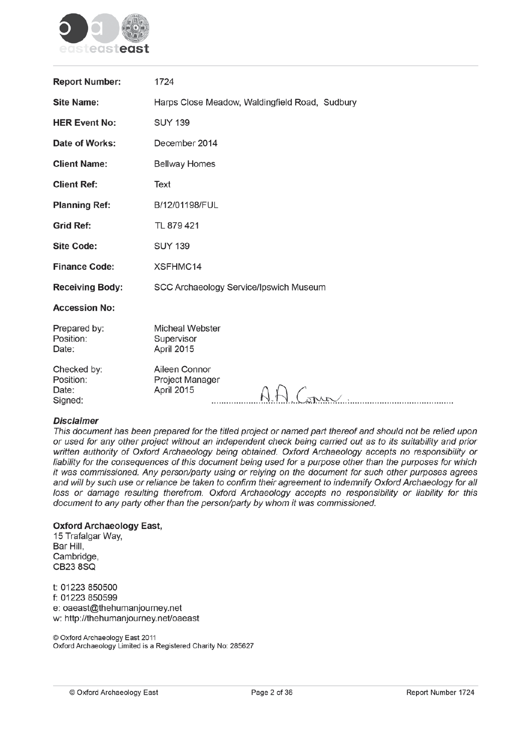| | |
|---|---|
| **Report Number:** | 1724 |
| **Site Name:** | Harps Close Meadow, Waldingfield Road, Sudbury |
| **HER Event No:** | SUY 139 |
| **Date of Works:** | December 2014 |
| **Client Name:** | Bellway Homes |
| **Client Ref:** | Text |
| **Planning Ref:** | B/12/01198/FUL |
| **Grid Ref:** | TL 879 421 |
| **Site Code:** | SUY 139 |
| **Finance Code:** | XSFHMC14 |
| **Receiving Body:** | SCC Archaeology Service/Ipswich Museum |
| **Accession No:** | |

Prepared by: Micheal Webster
Position: Supervisor
Date: April 2015

Checked by: Aileen Connor
Position: Project Manager
Date: April 2015
Signed: A.A. Connor

***Disclaimer***

*This document has been prepared for the titled project or named part thereof and should not be relied upon or used for any other project without an independent check being carried out as to its suitability and prior written authority of Oxford Archaeology being obtained. Oxford Archaeology accepts no responsibility or liability for the consequences of this document being used for a purpose other than the purposes for which it was commissioned. Any person/party using or relying on the document for such other purposes agrees and will by such use or reliance be taken to confirm their agreement to indemnify Oxford Archaeology for all loss or damage resulting therefrom. Oxford Archaeology accepts no responsibility or liability for this document to any party other than the person/party by whom it was commissioned.*

**Oxford Archaeology East,**
15 Trafalgar Way,
Bar Hill,
Cambridge,
CB23 8SQ

t: 01223 850500
f: 01223 850599
e: oaeast@thehumanjourney.net
w: http://thehumanjourney.net/oaeast

© Oxford Archaeology East 2011
Oxford Archaeology Limited is a Registered Charity No: 285627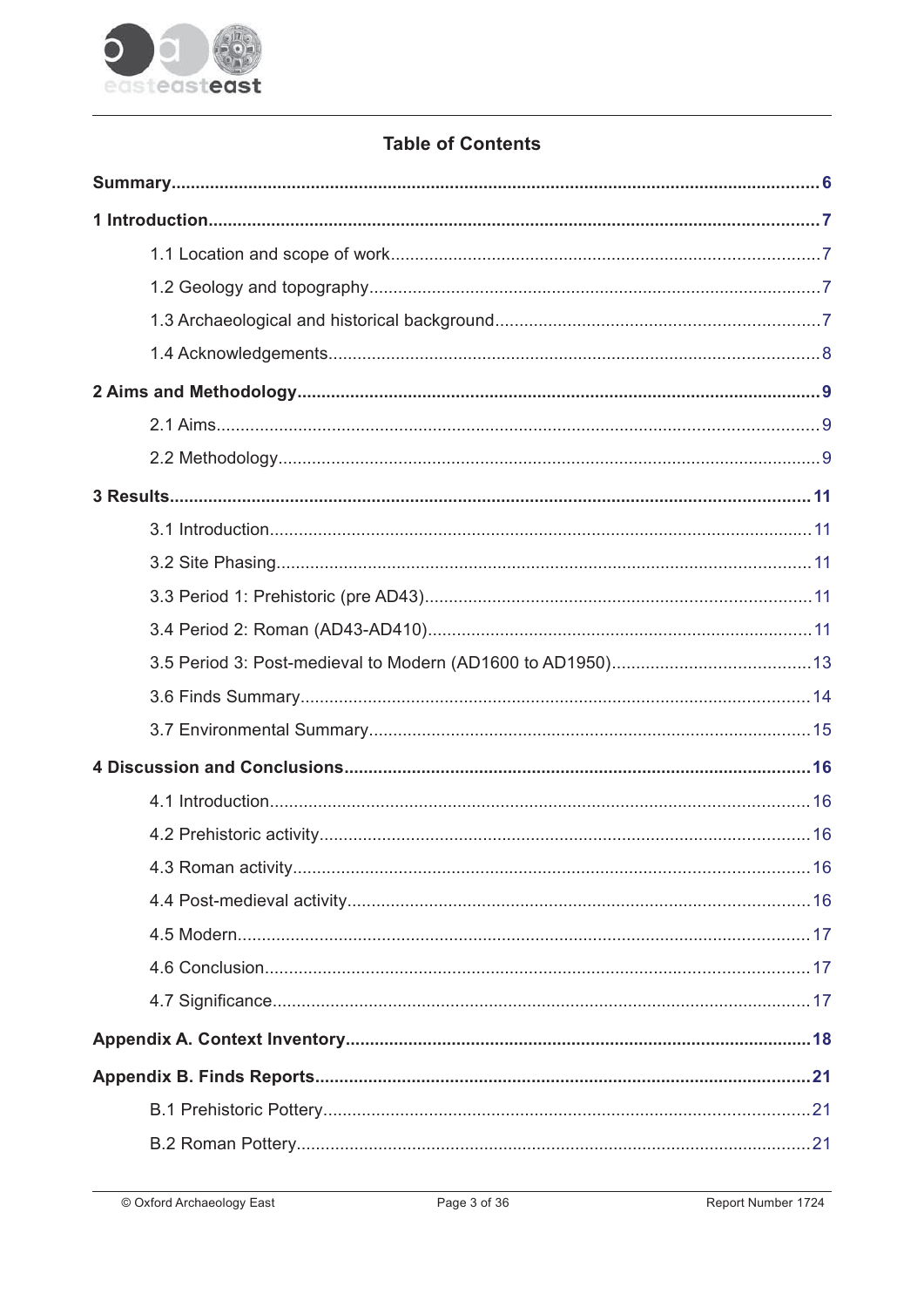## Table of Contents

**Summary** .......... **6**

**1 Introduction** .......... **7**

- 1.1 Location and scope of work .......... 7
- 1.2 Geology and topography .......... 7
- 1.3 Archaeological and historical background .......... 7
- 1.4 Acknowledgements .......... 8

**2 Aims and Methodology** .......... **9**

- 2.1 Aims .......... 9
- 2.2 Methodology .......... 9

**3 Results** .......... **11**

- 3.1 Introduction .......... 11
- 3.2 Site Phasing .......... 11
- 3.3 Period 1: Prehistoric (pre AD43) .......... 11
- 3.4 Period 2: Roman (AD43-AD410) .......... 11
- 3.5 Period 3: Post-medieval to Modern (AD1600 to AD1950) .......... 13
- 3.6 Finds Summary .......... 14
- 3.7 Environmental Summary .......... 15

**4 Discussion and Conclusions** .......... **16**

- 4.1 Introduction .......... 16
- 4.2 Prehistoric activity .......... 16
- 4.3 Roman activity .......... 16
- 4.4 Post-medieval activity .......... 16
- 4.5 Modern .......... 17
- 4.6 Conclusion .......... 17
- 4.7 Significance .......... 17

**Appendix A. Context Inventory** .......... **18**

**Appendix B. Finds Reports** .......... **21**

- B.1 Prehistoric Pottery .......... 21
- B.2 Roman Pottery .......... 21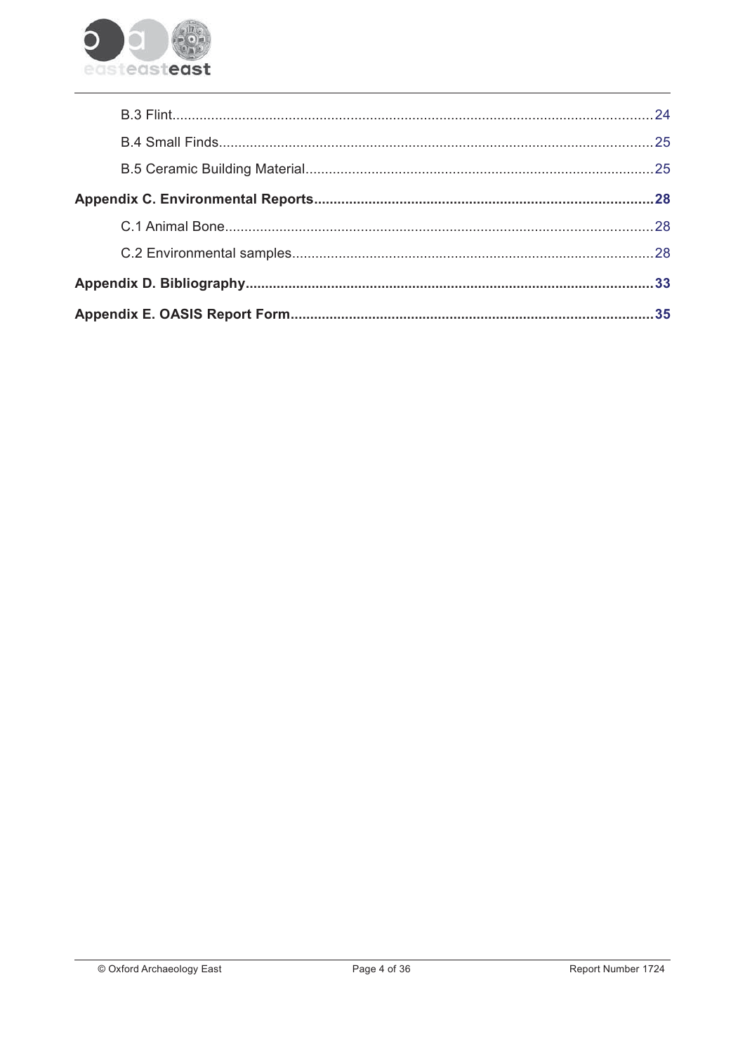B.3 Flint ........................................................................................................................ 24

B.4 Small Finds ............................................................................................................... 25

B.5 Ceramic Building Material ........................................................................................ 25

**Appendix C. Environmental Reports ........................................................................ 28**

C.1 Animal Bone .............................................................................................................. 28

C.2 Environmental samples ............................................................................................. 28

**Appendix D. Bibliography .......................................................................................... 33**

**Appendix E. OASIS Report Form .............................................................................. 35**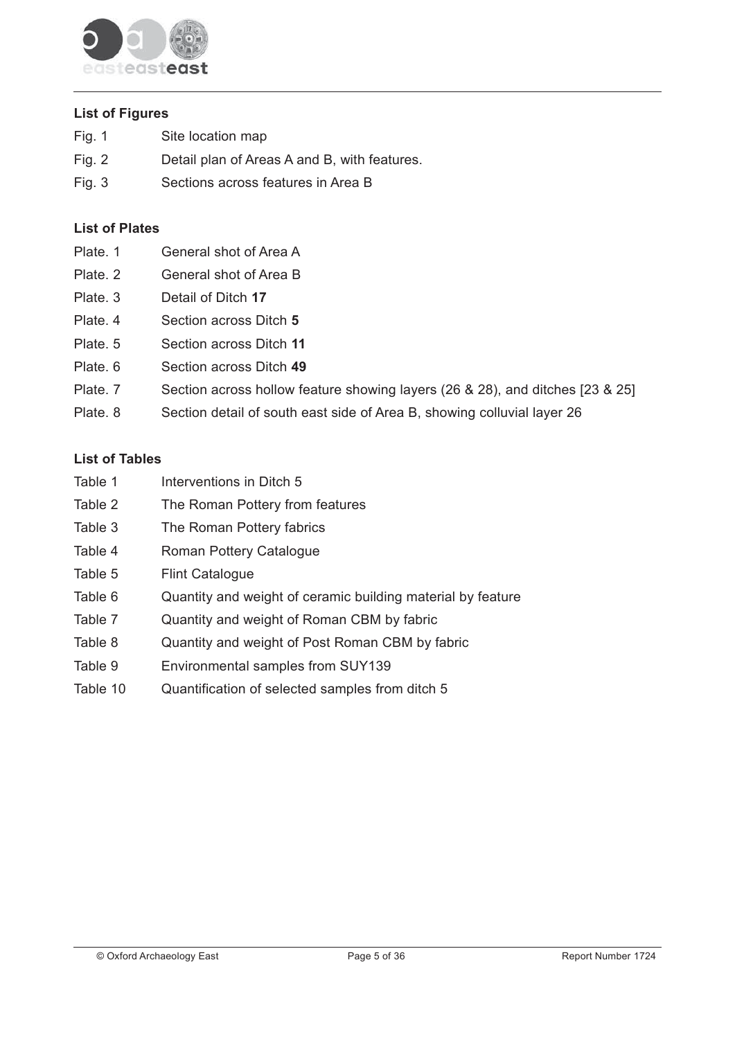### List of Figures

| | |
|---|---|
| Fig. 1 | Site location map |
| Fig. 2 | Detail plan of Areas A and B, with features. |
| Fig. 3 | Sections across features in Area B |

### List of Plates

| | |
|---|---|
| Plate. 1 | General shot of Area A |
| Plate. 2 | General shot of Area B |
| Plate. 3 | Detail of Ditch **17** |
| Plate. 4 | Section across Ditch **5** |
| Plate. 5 | Section across Ditch **11** |
| Plate. 6 | Section across Ditch **49** |
| Plate. 7 | Section across hollow feature showing layers (26 & 28), and ditches [23 & 25] |
| Plate. 8 | Section detail of south east side of Area B, showing colluvial layer 26 |

### List of Tables

| | |
|---|---|
| Table 1 | Interventions in Ditch 5 |
| Table 2 | The Roman Pottery from features |
| Table 3 | The Roman Pottery fabrics |
| Table 4 | Roman Pottery Catalogue |
| Table 5 | Flint Catalogue |
| Table 6 | Quantity and weight of ceramic building material by feature |
| Table 7 | Quantity and weight of Roman CBM by fabric |
| Table 8 | Quantity and weight of Post Roman CBM by fabric |
| Table 9 | Environmental samples from SUY139 |
| Table 10 | Quantification of selected samples from ditch 5 |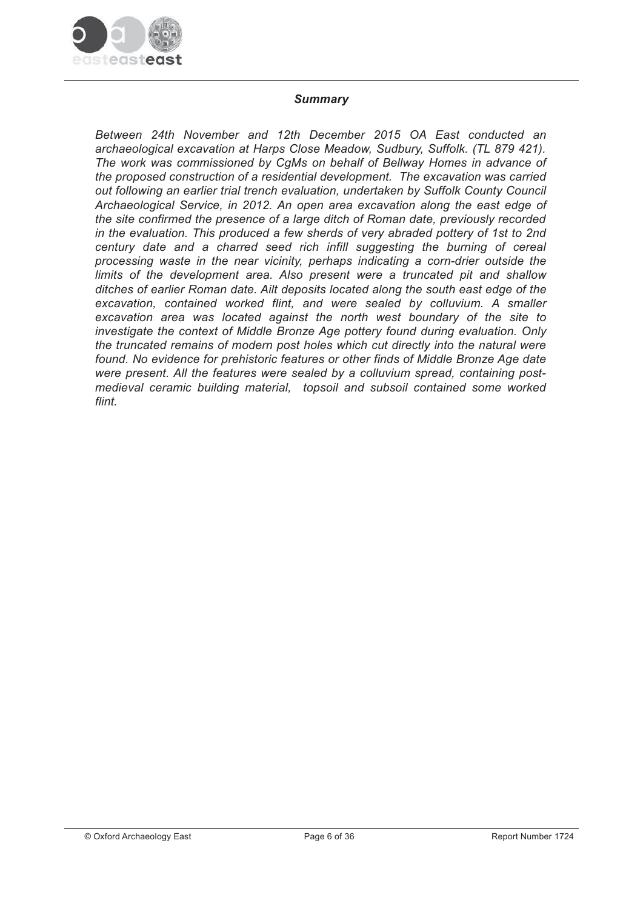## *Summary*

*Between 24th November and 12th December 2015 OA East conducted an archaeological excavation at Harps Close Meadow, Sudbury, Suffolk. (TL 879 421). The work was commissioned by CgMs on behalf of Bellway Homes in advance of the proposed construction of a residential development. The excavation was carried out following an earlier trial trench evaluation, undertaken by Suffolk County Council Archaeological Service, in 2012. An open area excavation along the east edge of the site confirmed the presence of a large ditch of Roman date, previously recorded in the evaluation. This produced a few sherds of very abraded pottery of 1st to 2nd century date and a charred seed rich infill suggesting the burning of cereal processing waste in the near vicinity, perhaps indicating a corn-drier outside the limits of the development area. Also present were a truncated pit and shallow ditches of earlier Roman date. Ailt deposits located along the south east edge of the excavation, contained worked flint, and were sealed by colluvium. A smaller excavation area was located against the north west boundary of the site to investigate the context of Middle Bronze Age pottery found during evaluation. Only the truncated remains of modern post holes which cut directly into the natural were found. No evidence for prehistoric features or other finds of Middle Bronze Age date were present. All the features were sealed by a colluvium spread, containing post-medieval ceramic building material, topsoil and subsoil contained some worked flint.*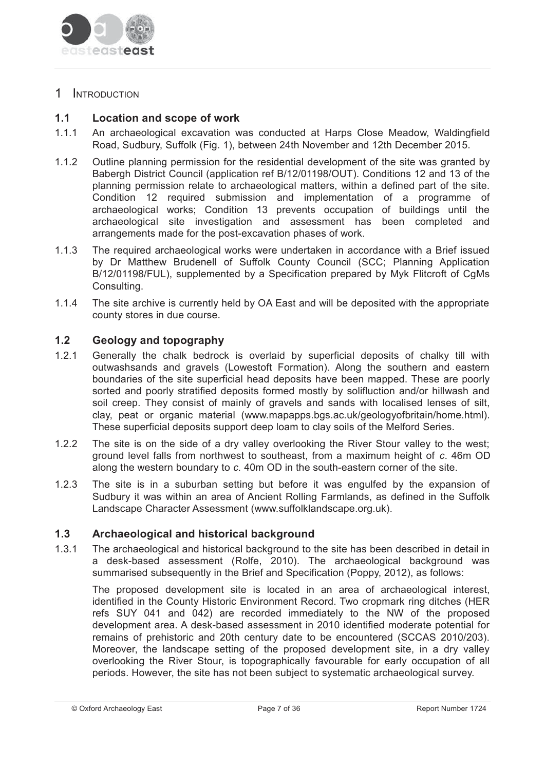# 1 Introduction

## 1.1 Location and scope of work

1.1.1 An archaeological excavation was conducted at Harps Close Meadow, Waldingfield Road, Sudbury, Suffolk (Fig. 1), between 24th November and 12th December 2015.

1.1.2 Outline planning permission for the residential development of the site was granted by Babergh District Council (application ref B/12/01198/OUT). Conditions 12 and 13 of the planning permission relate to archaeological matters, within a defined part of the site. Condition 12 required submission and implementation of a programme of archaeological works; Condition 13 prevents occupation of buildings until the archaeological site investigation and assessment has been completed and arrangements made for the post-excavation phases of work.

1.1.3 The required archaeological works were undertaken in accordance with a Brief issued by Dr Matthew Brudenell of Suffolk County Council (SCC; Planning Application B/12/01198/FUL), supplemented by a Specification prepared by Myk Flitcroft of CgMs Consulting.

1.1.4 The site archive is currently held by OA East and will be deposited with the appropriate county stores in due course.

## 1.2 Geology and topography

1.2.1 Generally the chalk bedrock is overlaid by superficial deposits of chalky till with outwashsands and gravels (Lowestoft Formation). Along the southern and eastern boundaries of the site superficial head deposits have been mapped. These are poorly sorted and poorly stratified deposits formed mostly by solifluction and/or hillwash and soil creep. They consist of mainly of gravels and sands with localised lenses of silt, clay, peat or organic material (www.mapapps.bgs.ac.uk/geologyofbritain/home.html). These superficial deposits support deep loam to clay soils of the Melford Series.

1.2.2 The site is on the side of a dry valley overlooking the River Stour valley to the west; ground level falls from northwest to southeast, from a maximum height of *c*. 46m OD along the western boundary to *c*. 40m OD in the south-eastern corner of the site.

1.2.3 The site is in a suburban setting but before it was engulfed by the expansion of Sudbury it was within an area of Ancient Rolling Farmlands, as defined in the Suffolk Landscape Character Assessment (www.suffolklandscape.org.uk).

## 1.3 Archaeological and historical background

1.3.1 The archaeological and historical background to the site has been described in detail in a desk-based assessment (Rolfe, 2010). The archaeological background was summarised subsequently in the Brief and Specification (Poppy, 2012), as follows:

> The proposed development site is located in an area of archaeological interest, identified in the County Historic Environment Record. Two cropmark ring ditches (HER refs SUY 041 and 042) are recorded immediately to the NW of the proposed development area. A desk-based assessment in 2010 identified moderate potential for remains of prehistoric and 20th century date to be encountered (SCCAS 2010/203). Moreover, the landscape setting of the proposed development site, in a dry valley overlooking the River Stour, is topographically favourable for early occupation of all periods. However, the site has not been subject to systematic archaeological survey.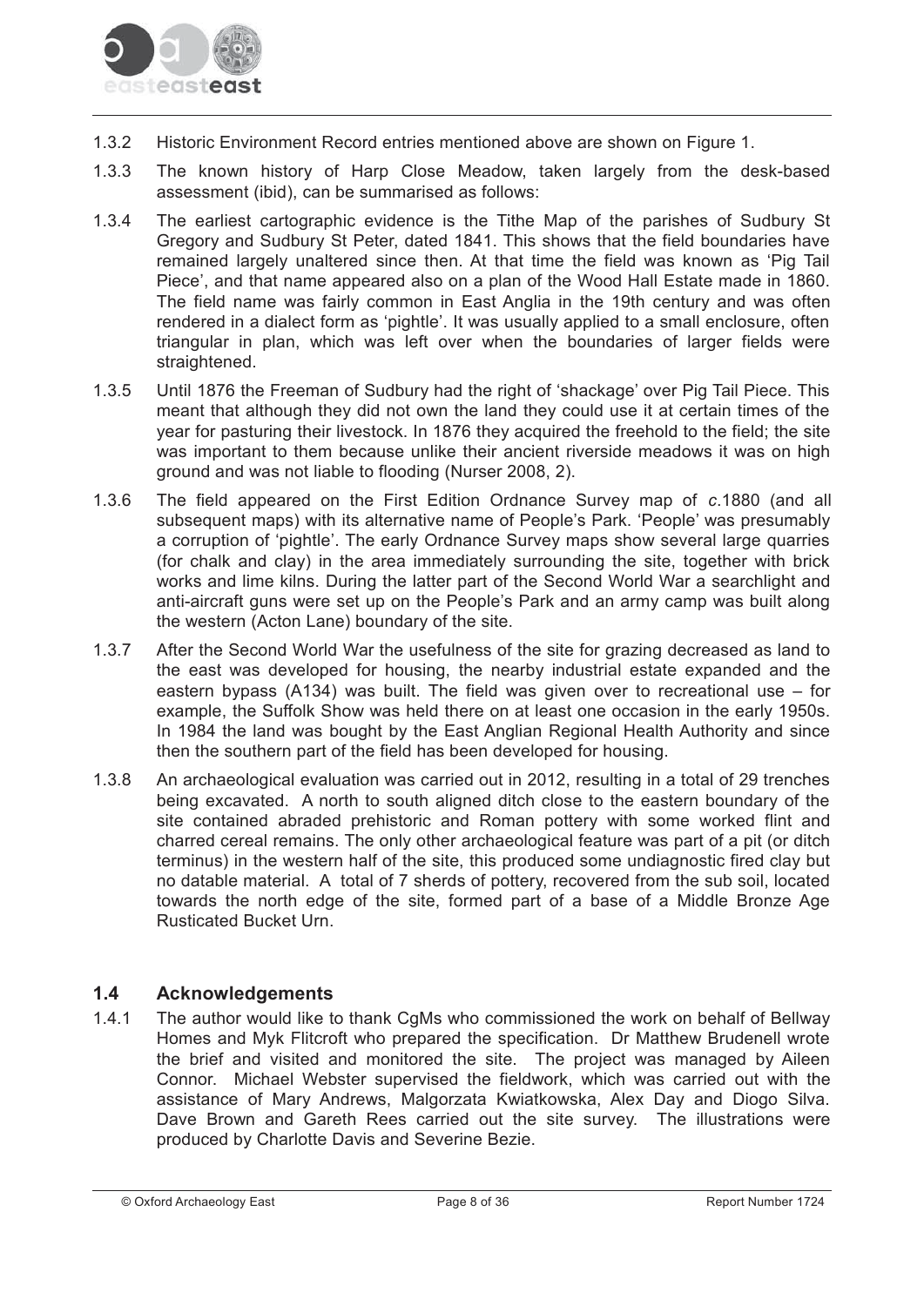1.3.2 Historic Environment Record entries mentioned above are shown on Figure 1.

1.3.3 The known history of Harp Close Meadow, taken largely from the desk-based assessment (ibid), can be summarised as follows:

1.3.4 The earliest cartographic evidence is the Tithe Map of the parishes of Sudbury St Gregory and Sudbury St Peter, dated 1841. This shows that the field boundaries have remained largely unaltered since then. At that time the field was known as 'Pig Tail Piece', and that name appeared also on a plan of the Wood Hall Estate made in 1860. The field name was fairly common in East Anglia in the 19th century and was often rendered in a dialect form as 'pightle'. It was usually applied to a small enclosure, often triangular in plan, which was left over when the boundaries of larger fields were straightened.

1.3.5 Until 1876 the Freeman of Sudbury had the right of 'shackage' over Pig Tail Piece. This meant that although they did not own the land they could use it at certain times of the year for pasturing their livestock. In 1876 they acquired the freehold to the field; the site was important to them because unlike their ancient riverside meadows it was on high ground and was not liable to flooding (Nurser 2008, 2).

1.3.6 The field appeared on the First Edition Ordnance Survey map of *c*.1880 (and all subsequent maps) with its alternative name of People's Park. 'People' was presumably a corruption of 'pightle'. The early Ordnance Survey maps show several large quarries (for chalk and clay) in the area immediately surrounding the site, together with brick works and lime kilns. During the latter part of the Second World War a searchlight and anti-aircraft guns were set up on the People's Park and an army camp was built along the western (Acton Lane) boundary of the site.

1.3.7 After the Second World War the usefulness of the site for grazing decreased as land to the east was developed for housing, the nearby industrial estate expanded and the eastern bypass (A134) was built. The field was given over to recreational use – for example, the Suffolk Show was held there on at least one occasion in the early 1950s. In 1984 the land was bought by the East Anglian Regional Health Authority and since then the southern part of the field has been developed for housing.

1.3.8 An archaeological evaluation was carried out in 2012, resulting in a total of 29 trenches being excavated. A north to south aligned ditch close to the eastern boundary of the site contained abraded prehistoric and Roman pottery with some worked flint and charred cereal remains. The only other archaeological feature was part of a pit (or ditch terminus) in the western half of the site, this produced some undiagnostic fired clay but no datable material. A total of 7 sherds of pottery, recovered from the sub soil, located towards the north edge of the site, formed part of a base of a Middle Bronze Age Rusticated Bucket Urn.

## 1.4 Acknowledgements

1.4.1 The author would like to thank CgMs who commissioned the work on behalf of Bellway Homes and Myk Flitcroft who prepared the specification. Dr Matthew Brudenell wrote the brief and visited and monitored the site. The project was managed by Aileen Connor. Michael Webster supervised the fieldwork, which was carried out with the assistance of Mary Andrews, Malgorzata Kwiatkowska, Alex Day and Diogo Silva. Dave Brown and Gareth Rees carried out the site survey. The illustrations were produced by Charlotte Davis and Severine Bezie.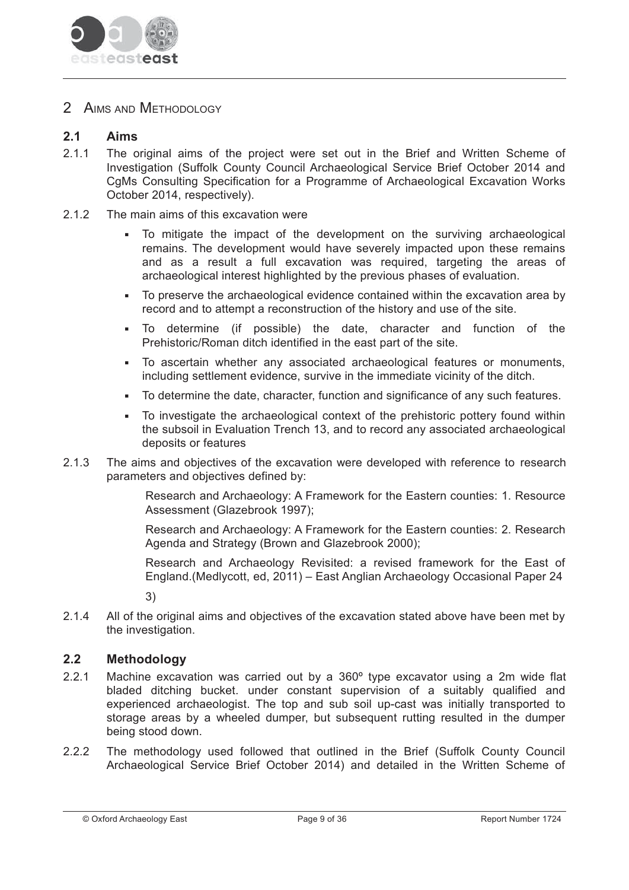## 2 Aims and Methodology

### 2.1 Aims

2.1.1 The original aims of the project were set out in the Brief and Written Scheme of Investigation (Suffolk County Council Archaeological Service Brief October 2014 and CgMs Consulting Specification for a Programme of Archaeological Excavation Works October 2014, respectively).

2.1.2 The main aims of this excavation were

- To mitigate the impact of the development on the surviving archaeological remains. The development would have severely impacted upon these remains and as a result a full excavation was required, targeting the areas of archaeological interest highlighted by the previous phases of evaluation.
- To preserve the archaeological evidence contained within the excavation area by record and to attempt a reconstruction of the history and use of the site.
- To determine (if possible) the date, character and function of the Prehistoric/Roman ditch identified in the east part of the site.
- To ascertain whether any associated archaeological features or monuments, including settlement evidence, survive in the immediate vicinity of the ditch.
- To determine the date, character, function and significance of any such features.
- To investigate the archaeological context of the prehistoric pottery found within the subsoil in Evaluation Trench 13, and to record any associated archaeological deposits or features

2.1.3 The aims and objectives of the excavation were developed with reference to research parameters and objectives defined by:

Research and Archaeology: A Framework for the Eastern counties: 1. Resource Assessment (Glazebrook 1997);

Research and Archaeology: A Framework for the Eastern counties: 2. Research Agenda and Strategy (Brown and Glazebrook 2000);

Research and Archaeology Revisited: a revised framework for the East of England.(Medlycott, ed, 2011) – East Anglian Archaeology Occasional Paper 24

3)

2.1.4 All of the original aims and objectives of the excavation stated above have been met by the investigation.

### 2.2 Methodology

2.2.1 Machine excavation was carried out by a 360º type excavator using a 2m wide flat bladed ditching bucket. under constant supervision of a suitably qualified and experienced archaeologist. The top and sub soil up-cast was initially transported to storage areas by a wheeled dumper, but subsequent rutting resulted in the dumper being stood down.

2.2.2 The methodology used followed that outlined in the Brief (Suffolk County Council Archaeological Service Brief October 2014) and detailed in the Written Scheme of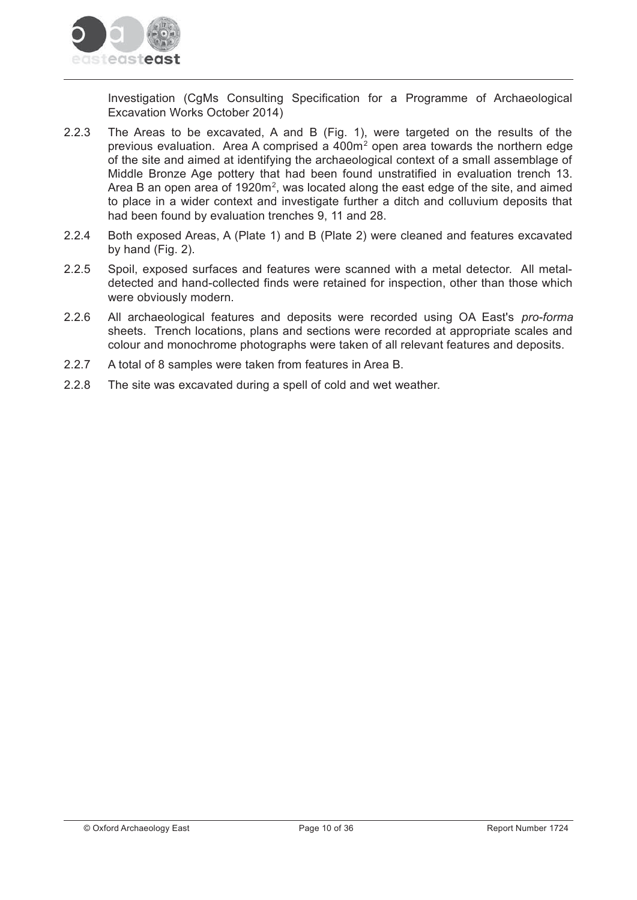Investigation (CgMs Consulting Specification for a Programme of Archaeological Excavation Works October 2014)

2.2.3 The Areas to be excavated, A and B (Fig. 1), were targeted on the results of the previous evaluation. Area A comprised a 400m² open area towards the northern edge of the site and aimed at identifying the archaeological context of a small assemblage of Middle Bronze Age pottery that had been found unstratified in evaluation trench 13. Area B an open area of 1920m², was located along the east edge of the site, and aimed to place in a wider context and investigate further a ditch and colluvium deposits that had been found by evaluation trenches 9, 11 and 28.

2.2.4 Both exposed Areas, A (Plate 1) and B (Plate 2) were cleaned and features excavated by hand (Fig. 2).

2.2.5 Spoil, exposed surfaces and features were scanned with a metal detector. All metal-detected and hand-collected finds were retained for inspection, other than those which were obviously modern.

2.2.6 All archaeological features and deposits were recorded using OA East's *pro-forma* sheets. Trench locations, plans and sections were recorded at appropriate scales and colour and monochrome photographs were taken of all relevant features and deposits.

2.2.7 A total of 8 samples were taken from features in Area B.

2.2.8 The site was excavated during a spell of cold and wet weather.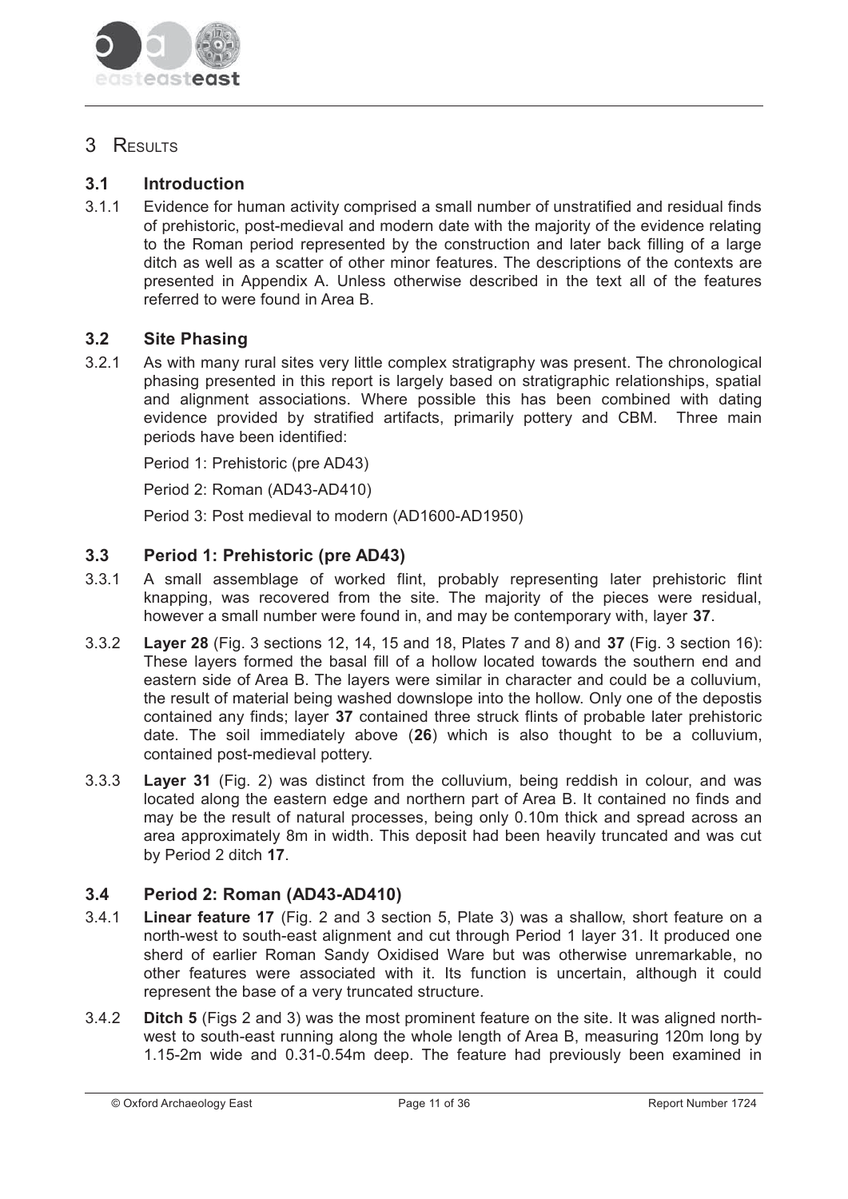# 3 Results

## 3.1 Introduction

3.1.1 Evidence for human activity comprised a small number of unstratified and residual finds of prehistoric, post-medieval and modern date with the majority of the evidence relating to the Roman period represented by the construction and later back filling of a large ditch as well as a scatter of other minor features. The descriptions of the contexts are presented in Appendix A. Unless otherwise described in the text all of the features referred to were found in Area B.

## 3.2 Site Phasing

3.2.1 As with many rural sites very little complex stratigraphy was present. The chronological phasing presented in this report is largely based on stratigraphic relationships, spatial and alignment associations. Where possible this has been combined with dating evidence provided by stratified artifacts, primarily pottery and CBM. Three main periods have been identified:

Period 1: Prehistoric (pre AD43)

Period 2: Roman (AD43-AD410)

Period 3: Post medieval to modern (AD1600-AD1950)

## 3.3 Period 1: Prehistoric (pre AD43)

3.3.1 A small assemblage of worked flint, probably representing later prehistoric flint knapping, was recovered from the site. The majority of the pieces were residual, however a small number were found in, and may be contemporary with, layer **37**.

3.3.2 **Layer 28** (Fig. 3 sections 12, 14, 15 and 18, Plates 7 and 8) and **37** (Fig. 3 section 16): These layers formed the basal fill of a hollow located towards the southern end and eastern side of Area B. The layers were similar in character and could be a colluvium, the result of material being washed downslope into the hollow. Only one of the depostis contained any finds; layer **37** contained three struck flints of probable later prehistoric date. The soil immediately above (**26**) which is also thought to be a colluvium, contained post-medieval pottery.

3.3.3 **Layer 31** (Fig. 2) was distinct from the colluvium, being reddish in colour, and was located along the eastern edge and northern part of Area B. It contained no finds and may be the result of natural processes, being only 0.10m thick and spread across an area approximately 8m in width. This deposit had been heavily truncated and was cut by Period 2 ditch **17**.

## 3.4 Period 2: Roman (AD43-AD410)

3.4.1 **Linear feature 17** (Fig. 2 and 3 section 5, Plate 3) was a shallow, short feature on a north-west to south-east alignment and cut through Period 1 layer 31. It produced one sherd of earlier Roman Sandy Oxidised Ware but was otherwise unremarkable, no other features were associated with it. Its function is uncertain, although it could represent the base of a very truncated structure.

3.4.2 **Ditch 5** (Figs 2 and 3) was the most prominent feature on the site. It was aligned north-west to south-east running along the whole length of Area B, measuring 120m long by 1.15-2m wide and 0.31-0.54m deep. The feature had previously been examined in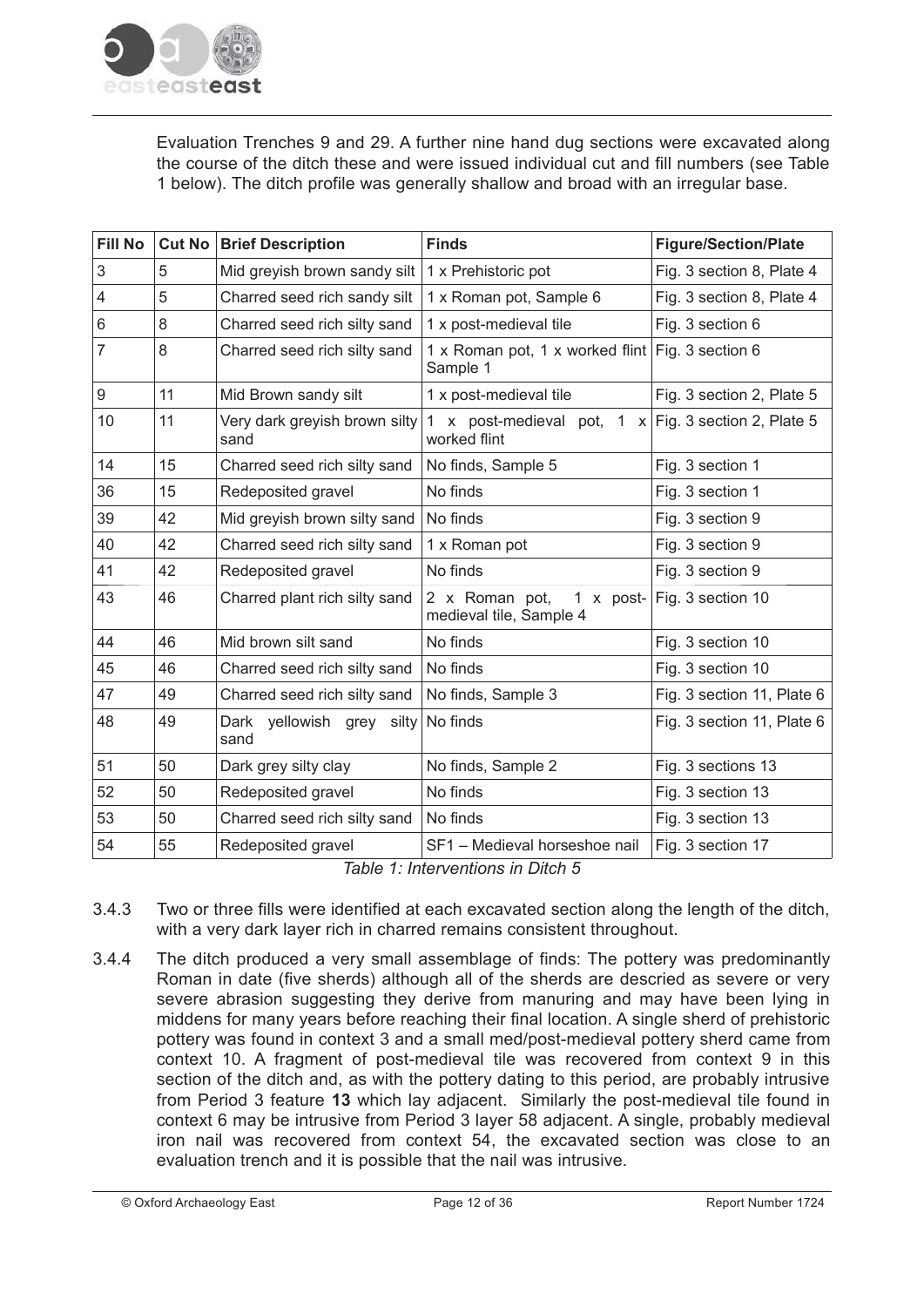Evaluation Trenches 9 and 29. A further nine hand dug sections were excavated along the course of the ditch these and were issued individual cut and fill numbers (see Table 1 below). The ditch profile was generally shallow and broad with an irregular base.

| Fill No | Cut No | Brief Description | Finds | Figure/Section/Plate |
|---|---|---|---|---|
| 3 | 5 | Mid greyish brown sandy silt | 1 x Prehistoric pot | Fig. 3 section 8, Plate 4 |
| 4 | 5 | Charred seed rich sandy silt | 1 x Roman pot, Sample 6 | Fig. 3 section 8, Plate 4 |
| 6 | 8 | Charred seed rich silty sand | 1 x post-medieval tile | Fig. 3 section 6 |
| 7 | 8 | Charred seed rich silty sand | 1 x Roman pot, 1 x worked flint Sample 1 | Fig. 3 section 6 |
| 9 | 11 | Mid Brown sandy silt | 1 x post-medieval tile | Fig. 3 section 2, Plate 5 |
| 10 | 11 | Very dark greyish brown silty sand | 1 x post-medieval pot, 1 x worked flint | Fig. 3 section 2, Plate 5 |
| 14 | 15 | Charred seed rich silty sand | No finds, Sample 5 | Fig. 3 section 1 |
| 36 | 15 | Redeposited gravel | No finds | Fig. 3 section 1 |
| 39 | 42 | Mid greyish brown silty sand | No finds | Fig. 3 section 9 |
| 40 | 42 | Charred seed rich silty sand | 1 x Roman pot | Fig. 3 section 9 |
| 41 | 42 | Redeposited gravel | No finds | Fig. 3 section 9 |
| 43 | 46 | Charred plant rich silty sand | 2 x Roman pot, 1 x post-medieval tile, Sample 4 | Fig. 3 section 10 |
| 44 | 46 | Mid brown silt sand | No finds | Fig. 3 section 10 |
| 45 | 46 | Charred seed rich silty sand | No finds | Fig. 3 section 10 |
| 47 | 49 | Charred seed rich silty sand | No finds, Sample 3 | Fig. 3 section 11, Plate 6 |
| 48 | 49 | Dark yellowish grey silty sand | No finds | Fig. 3 section 11, Plate 6 |
| 51 | 50 | Dark grey silty clay | No finds, Sample 2 | Fig. 3 sections 13 |
| 52 | 50 | Redeposited gravel | No finds | Fig. 3 section 13 |
| 53 | 50 | Charred seed rich silty sand | No finds | Fig. 3 section 13 |
| 54 | 55 | Redeposited gravel | SF1 – Medieval horseshoe nail | Fig. 3 section 17 |

*Table 1: Interventions in Ditch 5*

3.4.3 Two or three fills were identified at each excavated section along the length of the ditch, with a very dark layer rich in charred remains consistent throughout.

3.4.4 The ditch produced a very small assemblage of finds: The pottery was predominantly Roman in date (five sherds) although all of the sherds are descried as severe or very severe abrasion suggesting they derive from manuring and may have been lying in middens for many years before reaching their final location. A single sherd of prehistoric pottery was found in context 3 and a small med/post-medieval pottery sherd came from context 10. A fragment of post-medieval tile was recovered from context 9 in this section of the ditch and, as with the pottery dating to this period, are probably intrusive from Period 3 feature **13** which lay adjacent. Similarly the post-medieval tile found in context 6 may be intrusive from Period 3 layer 58 adjacent. A single, probably medieval iron nail was recovered from context 54, the excavated section was close to an evaluation trench and it is possible that the nail was intrusive.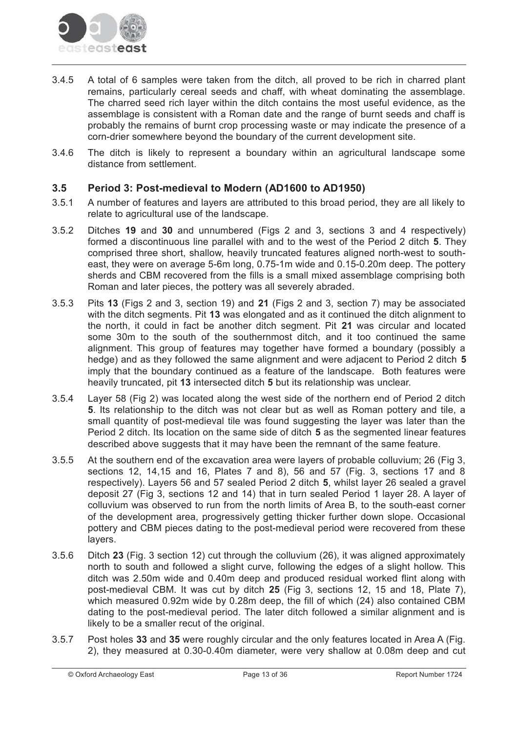3.4.5 A total of 6 samples were taken from the ditch, all proved to be rich in charred plant remains, particularly cereal seeds and chaff, with wheat dominating the assemblage. The charred seed rich layer within the ditch contains the most useful evidence, as the assemblage is consistent with a Roman date and the range of burnt seeds and chaff is probably the remains of burnt crop processing waste or may indicate the presence of a corn-drier somewhere beyond the boundary of the current development site.

3.4.6 The ditch is likely to represent a boundary within an agricultural landscape some distance from settlement.

### 3.5 Period 3: Post-medieval to Modern (AD1600 to AD1950)

3.5.1 A number of features and layers are attributed to this broad period, they are all likely to relate to agricultural use of the landscape.

3.5.2 Ditches **19** and **30** and unnumbered (Figs 2 and 3, sections 3 and 4 respectively) formed a discontinuous line parallel with and to the west of the Period 2 ditch **5**. They comprised three short, shallow, heavily truncated features aligned north-west to south-east, they were on average 5-6m long, 0.75-1m wide and 0.15-0.20m deep. The pottery sherds and CBM recovered from the fills is a small mixed assemblage comprising both Roman and later pieces, the pottery was all severely abraded.

3.5.3 Pits **13** (Figs 2 and 3, section 19) and **21** (Figs 2 and 3, section 7) may be associated with the ditch segments. Pit **13** was elongated and as it continued the ditch alignment to the north, it could in fact be another ditch segment. Pit **21** was circular and located some 30m to the south of the southernmost ditch, and it too continued the same alignment. This group of features may together have formed a boundary (possibly a hedge) and as they followed the same alignment and were adjacent to Period 2 ditch **5** imply that the boundary continued as a feature of the landscape. Both features were heavily truncated, pit **13** intersected ditch **5** but its relationship was unclear.

3.5.4 Layer 58 (Fig 2) was located along the west side of the northern end of Period 2 ditch **5**. Its relationship to the ditch was not clear but as well as Roman pottery and tile, a small quantity of post-medieval tile was found suggesting the layer was later than the Period 2 ditch. Its location on the same side of ditch **5** as the segmented linear features described above suggests that it may have been the remnant of the same feature.

3.5.5 At the southern end of the excavation area were layers of probable colluvium; 26 (Fig 3, sections 12, 14,15 and 16, Plates 7 and 8), 56 and 57 (Fig. 3, sections 17 and 8 respectively). Layers 56 and 57 sealed Period 2 ditch **5**, whilst layer 26 sealed a gravel deposit 27 (Fig 3, sections 12 and 14) that in turn sealed Period 1 layer 28. A layer of colluvium was observed to run from the north limits of Area B, to the south-east corner of the development area, progressively getting thicker further down slope. Occasional pottery and CBM pieces dating to the post-medieval period were recovered from these layers.

3.5.6 Ditch **23** (Fig. 3 section 12) cut through the colluvium (26), it was aligned approximately north to south and followed a slight curve, following the edges of a slight hollow. This ditch was 2.50m wide and 0.40m deep and produced residual worked flint along with post-medieval CBM. It was cut by ditch **25** (Fig 3, sections 12, 15 and 18, Plate 7), which measured 0.92m wide by 0.28m deep, the fill of which (24) also contained CBM dating to the post-medieval period. The later ditch followed a similar alignment and is likely to be a smaller recut of the original.

3.5.7 Post holes **33** and **35** were roughly circular and the only features located in Area A (Fig. 2), they measured at 0.30-0.40m diameter, were very shallow at 0.08m deep and cut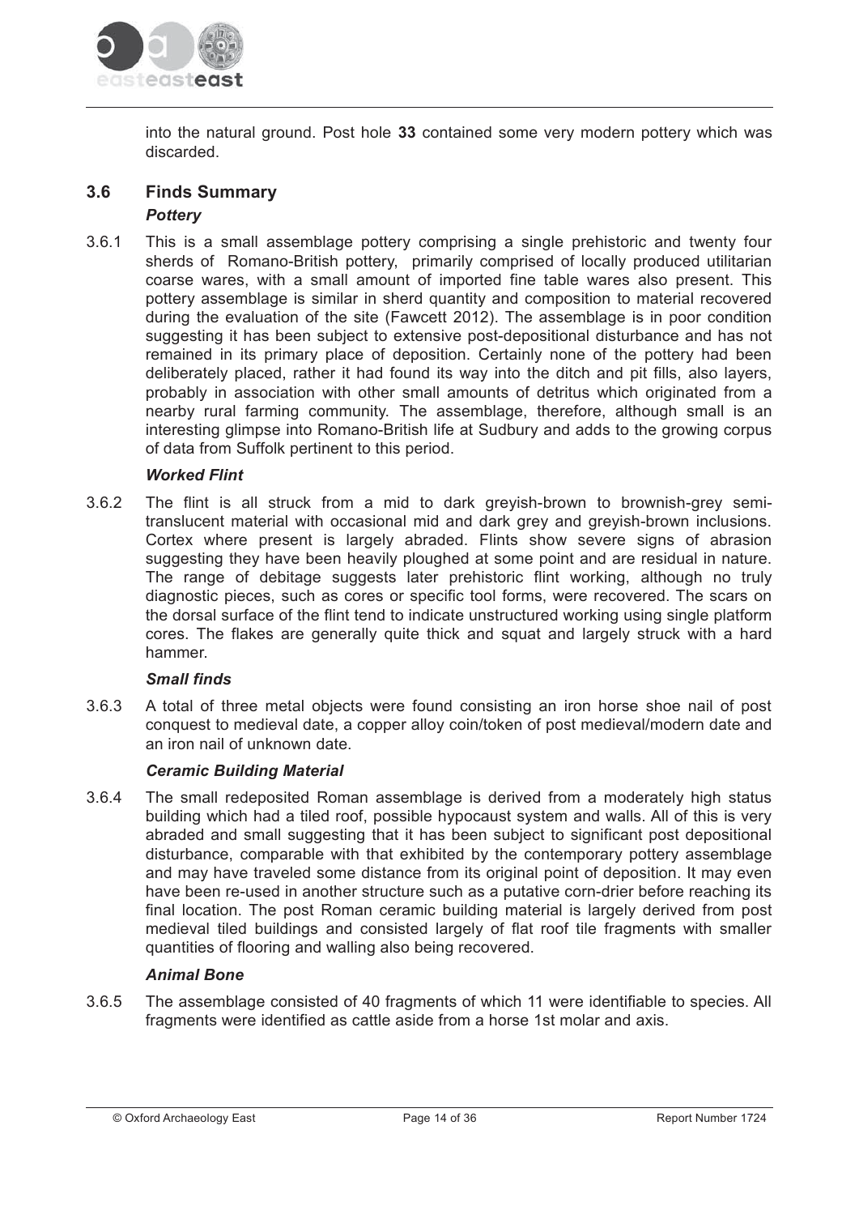into the natural ground. Post hole **33** contained some very modern pottery which was discarded.

## 3.6 Finds Summary

### *Pottery*

3.6.1 This is a small assemblage pottery comprising a single prehistoric and twenty four sherds of Romano-British pottery, primarily comprised of locally produced utilitarian coarse wares, with a small amount of imported fine table wares also present. This pottery assemblage is similar in sherd quantity and composition to material recovered during the evaluation of the site (Fawcett 2012). The assemblage is in poor condition suggesting it has been subject to extensive post-depositional disturbance and has not remained in its primary place of deposition. Certainly none of the pottery had been deliberately placed, rather it had found its way into the ditch and pit fills, also layers, probably in association with other small amounts of detritus which originated from a nearby rural farming community. The assemblage, therefore, although small is an interesting glimpse into Romano-British life at Sudbury and adds to the growing corpus of data from Suffolk pertinent to this period.

### *Worked Flint*

3.6.2 The flint is all struck from a mid to dark greyish-brown to brownish-grey semi-translucent material with occasional mid and dark grey and greyish-brown inclusions. Cortex where present is largely abraded. Flints show severe signs of abrasion suggesting they have been heavily ploughed at some point and are residual in nature. The range of debitage suggests later prehistoric flint working, although no truly diagnostic pieces, such as cores or specific tool forms, were recovered. The scars on the dorsal surface of the flint tend to indicate unstructured working using single platform cores. The flakes are generally quite thick and squat and largely struck with a hard hammer.

### *Small finds*

3.6.3 A total of three metal objects were found consisting an iron horse shoe nail of post conquest to medieval date, a copper alloy coin/token of post medieval/modern date and an iron nail of unknown date.

### *Ceramic Building Material*

3.6.4 The small redeposited Roman assemblage is derived from a moderately high status building which had a tiled roof, possible hypocaust system and walls. All of this is very abraded and small suggesting that it has been subject to significant post depositional disturbance, comparable with that exhibited by the contemporary pottery assemblage and may have traveled some distance from its original point of deposition. It may even have been re-used in another structure such as a putative corn-drier before reaching its final location. The post Roman ceramic building material is largely derived from post medieval tiled buildings and consisted largely of flat roof tile fragments with smaller quantities of flooring and walling also being recovered.

### *Animal Bone*

3.6.5 The assemblage consisted of 40 fragments of which 11 were identifiable to species. All fragments were identified as cattle aside from a horse 1st molar and axis.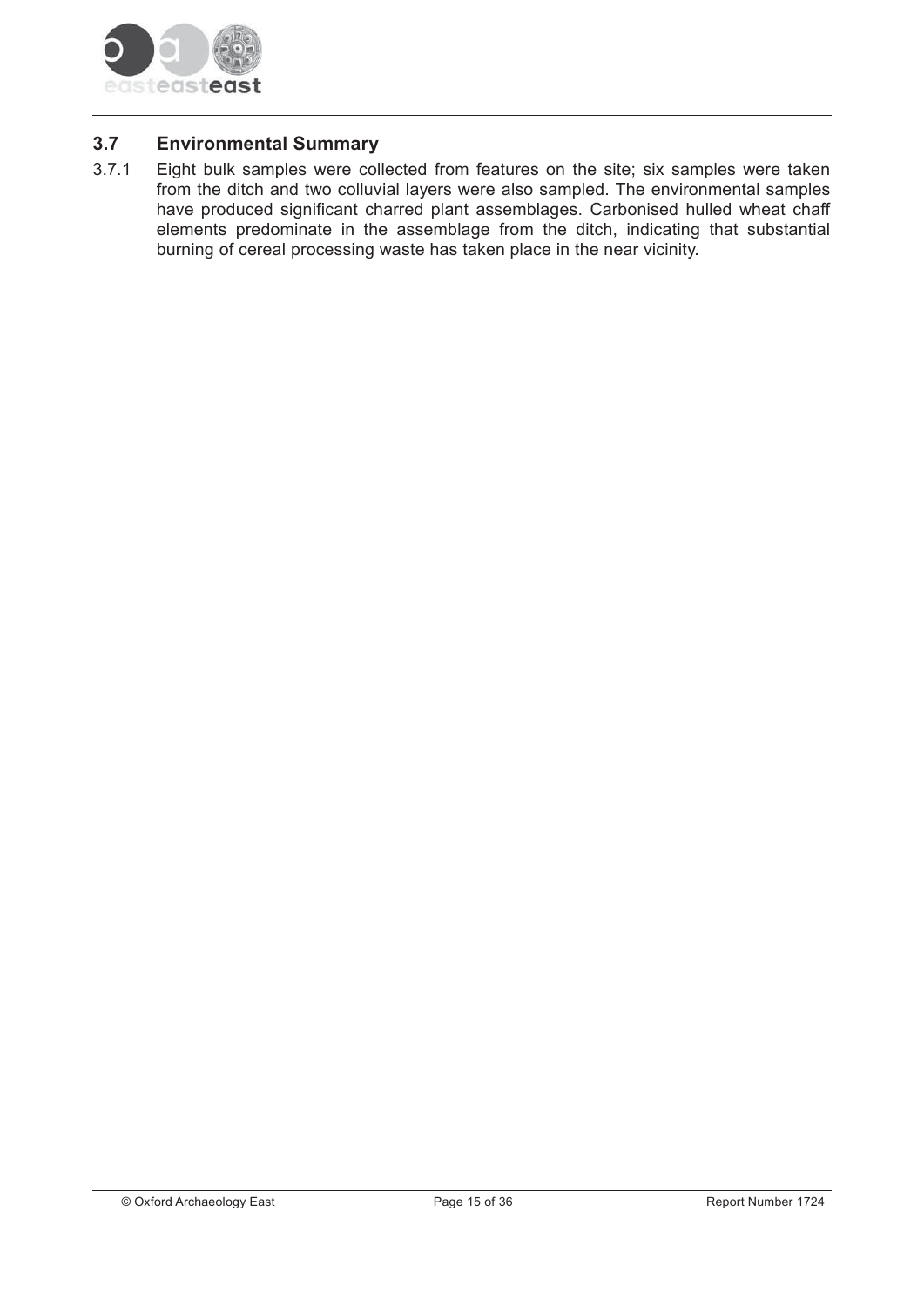## 3.7 Environmental Summary

3.7.1 Eight bulk samples were collected from features on the site; six samples were taken from the ditch and two colluvial layers were also sampled. The environmental samples have produced significant charred plant assemblages. Carbonised hulled wheat chaff elements predominate in the assemblage from the ditch, indicating that substantial burning of cereal processing waste has taken place in the near vicinity.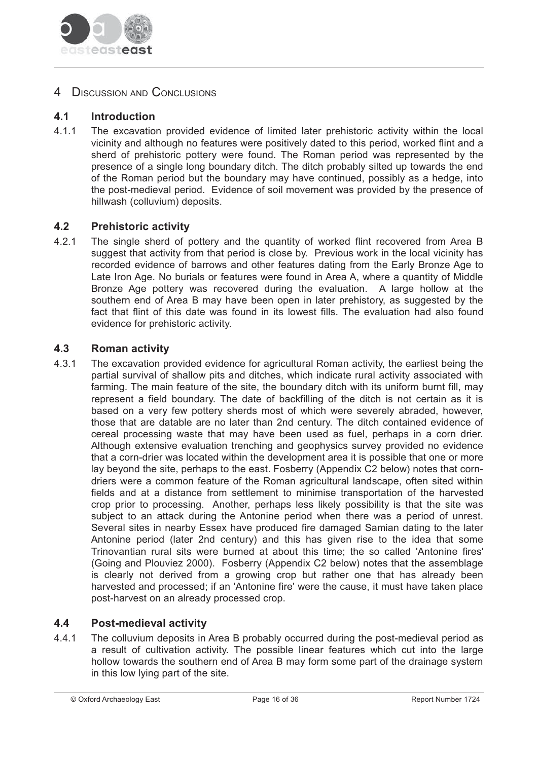# 4 Discussion and Conclusions

## 4.1 Introduction

4.1.1 The excavation provided evidence of limited later prehistoric activity within the local vicinity and although no features were positively dated to this period, worked flint and a sherd of prehistoric pottery were found. The Roman period was represented by the presence of a single long boundary ditch. The ditch probably silted up towards the end of the Roman period but the boundary may have continued, possibly as a hedge, into the post-medieval period. Evidence of soil movement was provided by the presence of hillwash (colluvium) deposits.

## 4.2 Prehistoric activity

4.2.1 The single sherd of pottery and the quantity of worked flint recovered from Area B suggest that activity from that period is close by. Previous work in the local vicinity has recorded evidence of barrows and other features dating from the Early Bronze Age to Late Iron Age. No burials or features were found in Area A, where a quantity of Middle Bronze Age pottery was recovered during the evaluation. A large hollow at the southern end of Area B may have been open in later prehistory, as suggested by the fact that flint of this date was found in its lowest fills. The evaluation had also found evidence for prehistoric activity.

## 4.3 Roman activity

4.3.1 The excavation provided evidence for agricultural Roman activity, the earliest being the partial survival of shallow pits and ditches, which indicate rural activity associated with farming. The main feature of the site, the boundary ditch with its uniform burnt fill, may represent a field boundary. The date of backfilling of the ditch is not certain as it is based on a very few pottery sherds most of which were severely abraded, however, those that are datable are no later than 2nd century. The ditch contained evidence of cereal processing waste that may have been used as fuel, perhaps in a corn drier. Although extensive evaluation trenching and geophysics survey provided no evidence that a corn-drier was located within the development area it is possible that one or more lay beyond the site, perhaps to the east. Fosberry (Appendix C2 below) notes that corn-driers were a common feature of the Roman agricultural landscape, often sited within fields and at a distance from settlement to minimise transportation of the harvested crop prior to processing. Another, perhaps less likely possibility is that the site was subject to an attack during the Antonine period when there was a period of unrest. Several sites in nearby Essex have produced fire damaged Samian dating to the later Antonine period (later 2nd century) and this has given rise to the idea that some Trinovantian rural sits were burned at about this time; the so called 'Antonine fires' (Going and Plouviez 2000). Fosberry (Appendix C2 below) notes that the assemblage is clearly not derived from a growing crop but rather one that has already been harvested and processed; if an 'Antonine fire' were the cause, it must have taken place post-harvest on an already processed crop.

## 4.4 Post-medieval activity

4.4.1 The colluvium deposits in Area B probably occurred during the post-medieval period as a result of cultivation activity. The possible linear features which cut into the large hollow towards the southern end of Area B may form some part of the drainage system in this low lying part of the site.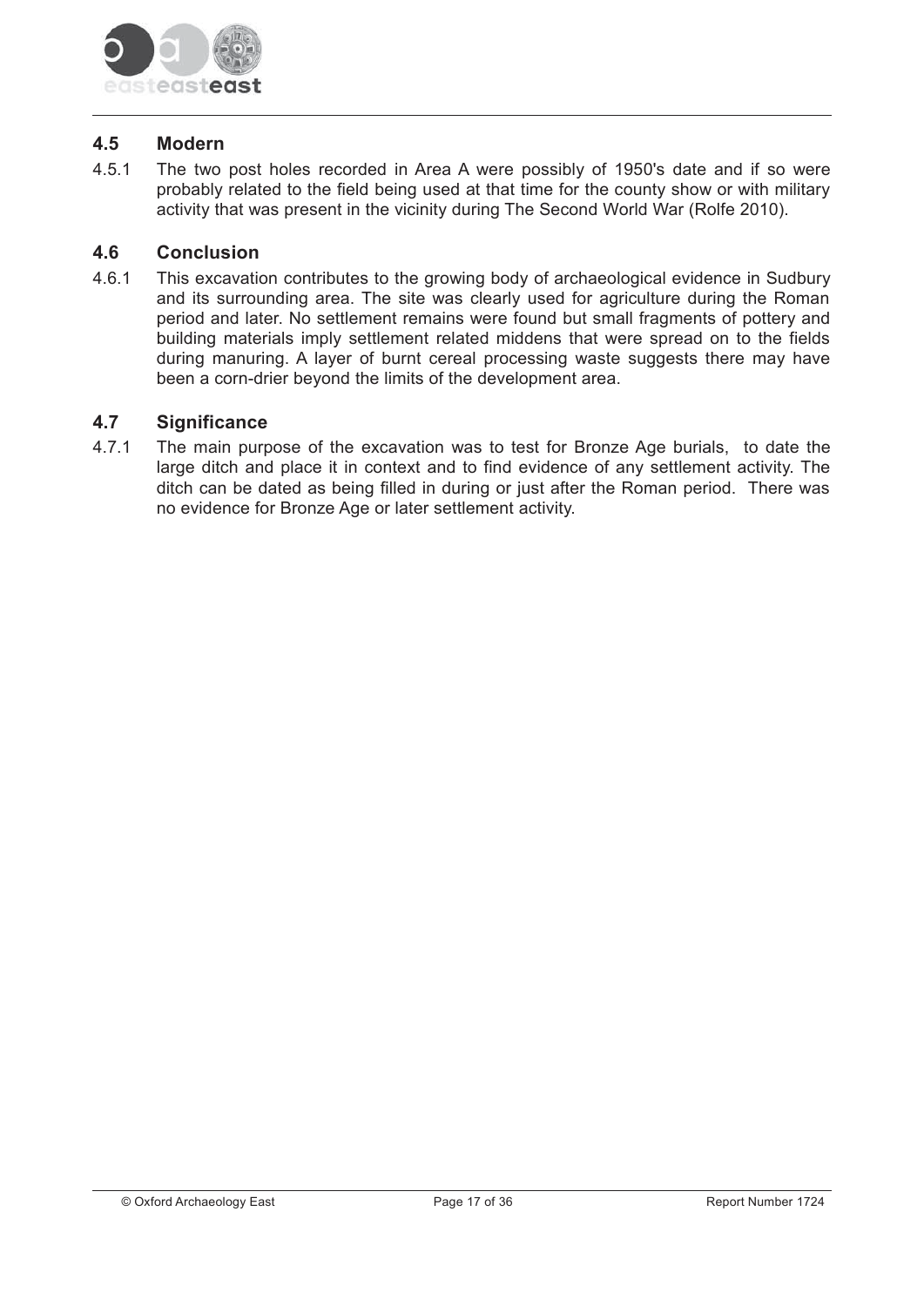### 4.5 Modern

4.5.1 The two post holes recorded in Area A were possibly of 1950's date and if so were probably related to the field being used at that time for the county show or with military activity that was present in the vicinity during The Second World War (Rolfe 2010).

### 4.6 Conclusion

4.6.1 This excavation contributes to the growing body of archaeological evidence in Sudbury and its surrounding area. The site was clearly used for agriculture during the Roman period and later. No settlement remains were found but small fragments of pottery and building materials imply settlement related middens that were spread on to the fields during manuring. A layer of burnt cereal processing waste suggests there may have been a corn-drier beyond the limits of the development area.

### 4.7 Significance

4.7.1 The main purpose of the excavation was to test for Bronze Age burials, to date the large ditch and place it in context and to find evidence of any settlement activity. The ditch can be dated as being filled in during or just after the Roman period. There was no evidence for Bronze Age or later settlement activity.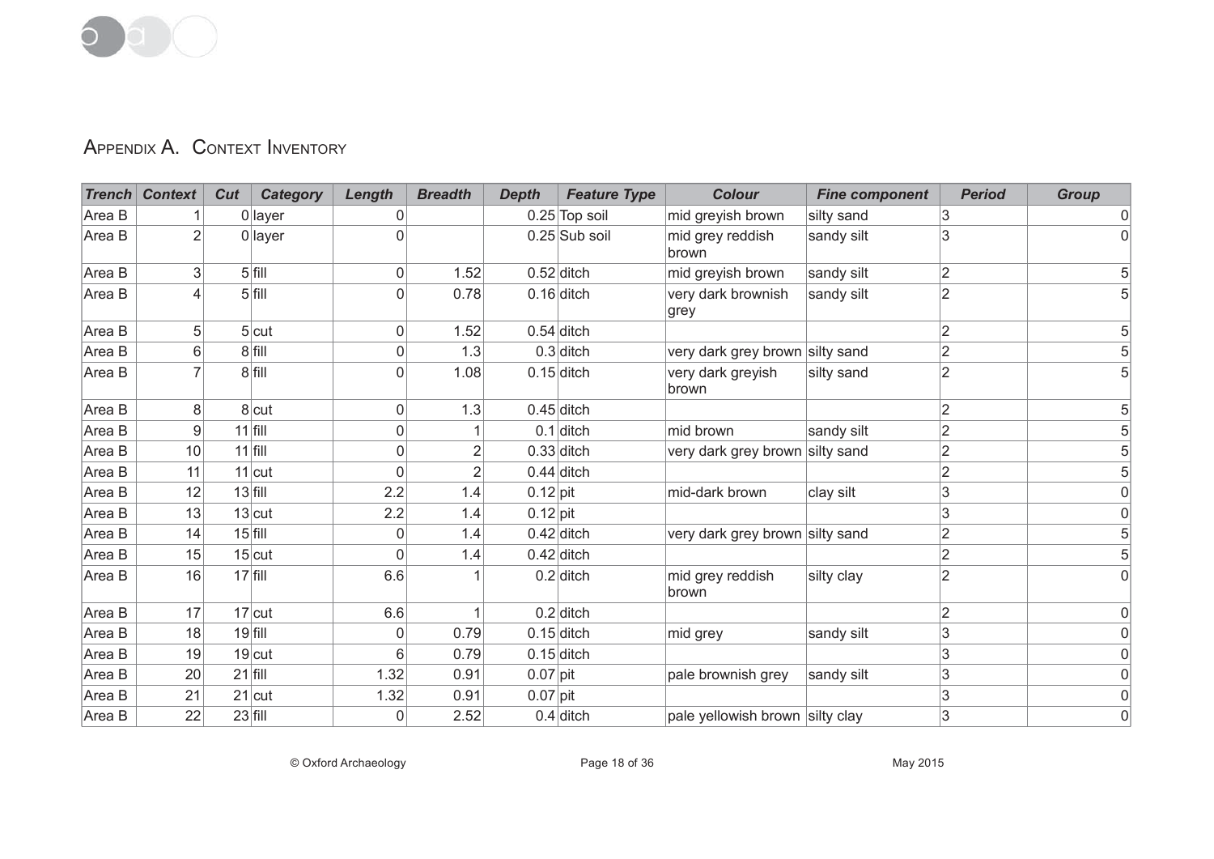## Appendix A. Context Inventory

| Trench | Context | Cut | Category | Length | Breadth | Depth | Feature Type | Colour | Fine component | Period | Group |
|---|---|---|---|---|---|---|---|---|---|---|---|
| Area B | 1 | 0 | layer | 0 | | 0.25 | Top soil | mid greyish brown | silty sand | 3 | 0 |
| Area B | 2 | 0 | layer | 0 | | 0.25 | Sub soil | mid grey reddish brown | sandy silt | 3 | 0 |
| Area B | 3 | 5 | fill | 0 | 1.52 | 0.52 | ditch | mid greyish brown | sandy silt | 2 | 5 |
| Area B | 4 | 5 | fill | 0 | 0.78 | 0.16 | ditch | very dark brownish grey | sandy silt | 2 | 5 |
| Area B | 5 | 5 | cut | 0 | 1.52 | 0.54 | ditch | | | 2 | 5 |
| Area B | 6 | 8 | fill | 0 | 1.3 | 0.3 | ditch | very dark grey brown | silty sand | 2 | 5 |
| Area B | 7 | 8 | fill | 0 | 1.08 | 0.15 | ditch | very dark greyish brown | silty sand | 2 | 5 |
| Area B | 8 | 8 | cut | 0 | 1.3 | 0.45 | ditch | | | 2 | 5 |
| Area B | 9 | 11 | fill | 0 | 1 | 0.1 | ditch | mid brown | sandy silt | 2 | 5 |
| Area B | 10 | 11 | fill | 0 | 2 | 0.33 | ditch | very dark grey brown | silty sand | 2 | 5 |
| Area B | 11 | 11 | cut | 0 | 2 | 0.44 | ditch | | | 2 | 5 |
| Area B | 12 | 13 | fill | 2.2 | 1.4 | 0.12 | pit | mid-dark brown | clay silt | 3 | 0 |
| Area B | 13 | 13 | cut | 2.2 | 1.4 | 0.12 | pit | | | 3 | 0 |
| Area B | 14 | 15 | fill | 0 | 1.4 | 0.42 | ditch | very dark grey brown | silty sand | 2 | 5 |
| Area B | 15 | 15 | cut | 0 | 1.4 | 0.42 | ditch | | | 2 | 5 |
| Area B | 16 | 17 | fill | 6.6 | 1 | 0.2 | ditch | mid grey reddish brown | silty clay | 2 | 0 |
| Area B | 17 | 17 | cut | 6.6 | 1 | 0.2 | ditch | | | 2 | 0 |
| Area B | 18 | 19 | fill | 0 | 0.79 | 0.15 | ditch | mid grey | sandy silt | 3 | 0 |
| Area B | 19 | 19 | cut | 6 | 0.79 | 0.15 | ditch | | | 3 | 0 |
| Area B | 20 | 21 | fill | 1.32 | 0.91 | 0.07 | pit | pale brownish grey | sandy silt | 3 | 0 |
| Area B | 21 | 21 | cut | 1.32 | 0.91 | 0.07 | pit | | | 3 | 0 |
| Area B | 22 | 23 | fill | 0 | 2.52 | 0.4 | ditch | pale yellowish brown | silty clay | 3 | 0 |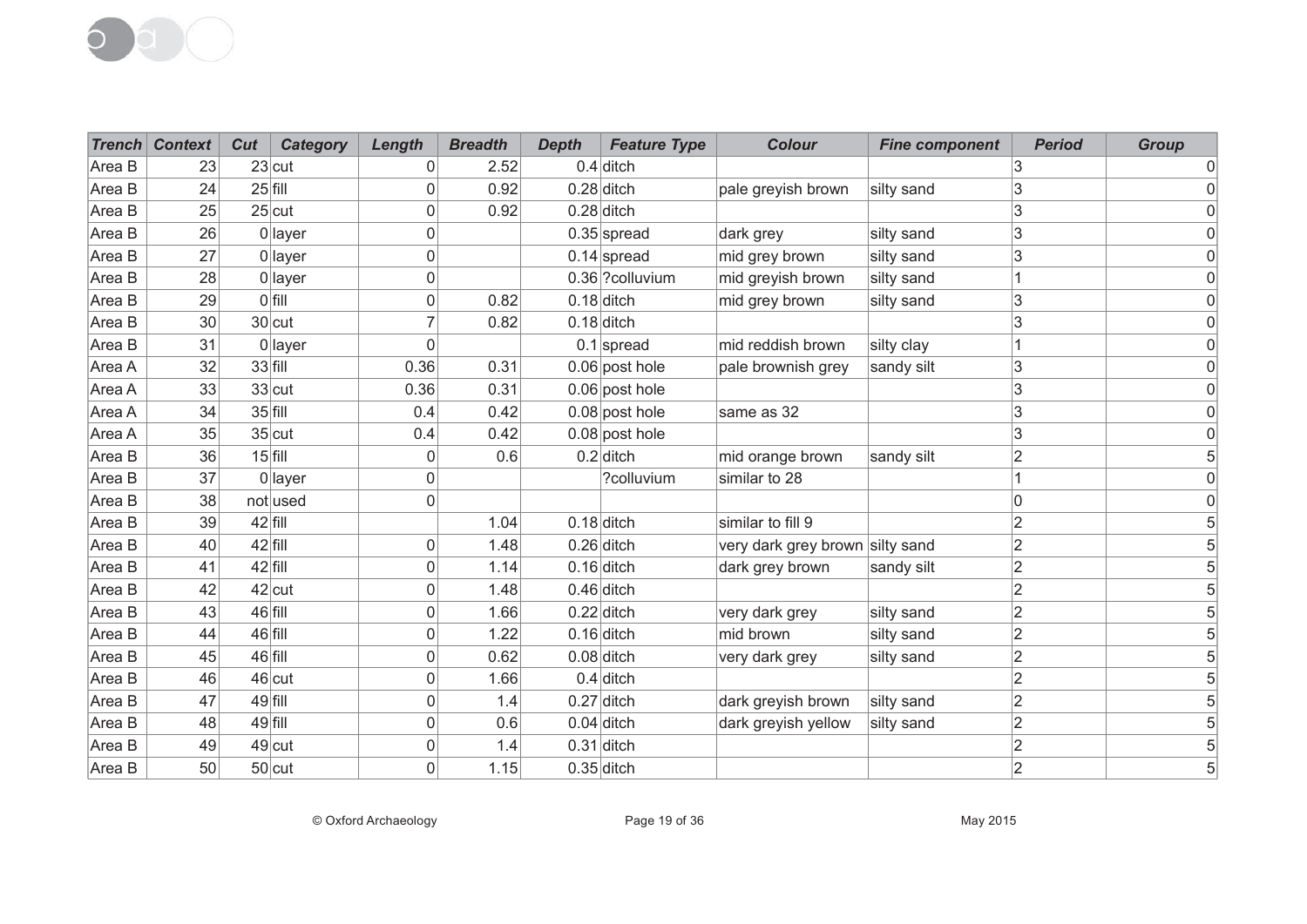| Trench | Context | Cut | Category | Length | Breadth | Depth | Feature Type | Colour | Fine component | Period | Group |
|---|---|---|---|---|---|---|---|---|---|---|---|
| Area B | 23 | 23 | cut | 0 | 2.52 | 0.4 | ditch | | | 3 | 0 |
| Area B | 24 | 25 | fill | 0 | 0.92 | 0.28 | ditch | pale greyish brown | silty sand | 3 | 0 |
| Area B | 25 | 25 | cut | 0 | 0.92 | 0.28 | ditch | | | 3 | 0 |
| Area B | 26 | 0 | layer | 0 | | 0.35 | spread | dark grey | silty sand | 3 | 0 |
| Area B | 27 | 0 | layer | 0 | | 0.14 | spread | mid grey brown | silty sand | 3 | 0 |
| Area B | 28 | 0 | layer | 0 | | 0.36 | ?colluvium | mid greyish brown | silty sand | 1 | 0 |
| Area B | 29 | 0 | fill | 0 | 0.82 | 0.18 | ditch | mid grey brown | silty sand | 3 | 0 |
| Area B | 30 | 30 | cut | 7 | 0.82 | 0.18 | ditch | | | 3 | 0 |
| Area B | 31 | 0 | layer | 0 | | 0.1 | spread | mid reddish brown | silty clay | 1 | 0 |
| Area A | 32 | 33 | fill | 0.36 | 0.31 | 0.06 | post hole | pale brownish grey | sandy silt | 3 | 0 |
| Area A | 33 | 33 | cut | 0.36 | 0.31 | 0.06 | post hole | | | 3 | 0 |
| Area A | 34 | 35 | fill | 0.4 | 0.42 | 0.08 | post hole | same as 32 | | 3 | 0 |
| Area A | 35 | 35 | cut | 0.4 | 0.42 | 0.08 | post hole | | | 3 | 0 |
| Area B | 36 | 15 | fill | 0 | 0.6 | 0.2 | ditch | mid orange brown | sandy silt | 2 | 5 |
| Area B | 37 | 0 | layer | 0 | | | ?colluvium | similar to 28 | | 1 | 0 |
| Area B | 38 | not | used | 0 | | | | | | 0 | 0 |
| Area B | 39 | 42 | fill | | 1.04 | 0.18 | ditch | similar to fill 9 | | 2 | 5 |
| Area B | 40 | 42 | fill | 0 | 1.48 | 0.26 | ditch | very dark grey brown | silty sand | 2 | 5 |
| Area B | 41 | 42 | fill | 0 | 1.14 | 0.16 | ditch | dark grey brown | sandy silt | 2 | 5 |
| Area B | 42 | 42 | cut | 0 | 1.48 | 0.46 | ditch | | | 2 | 5 |
| Area B | 43 | 46 | fill | 0 | 1.66 | 0.22 | ditch | very dark grey | silty sand | 2 | 5 |
| Area B | 44 | 46 | fill | 0 | 1.22 | 0.16 | ditch | mid brown | silty sand | 2 | 5 |
| Area B | 45 | 46 | fill | 0 | 0.62 | 0.08 | ditch | very dark grey | silty sand | 2 | 5 |
| Area B | 46 | 46 | cut | 0 | 1.66 | 0.4 | ditch | | | 2 | 5 |
| Area B | 47 | 49 | fill | 0 | 1.4 | 0.27 | ditch | dark greyish brown | silty sand | 2 | 5 |
| Area B | 48 | 49 | fill | 0 | 0.6 | 0.04 | ditch | dark greyish yellow | silty sand | 2 | 5 |
| Area B | 49 | 49 | cut | 0 | 1.4 | 0.31 | ditch | | | 2 | 5 |
| Area B | 50 | 50 | cut | 0 | 1.15 | 0.35 | ditch | | | 2 | 5 |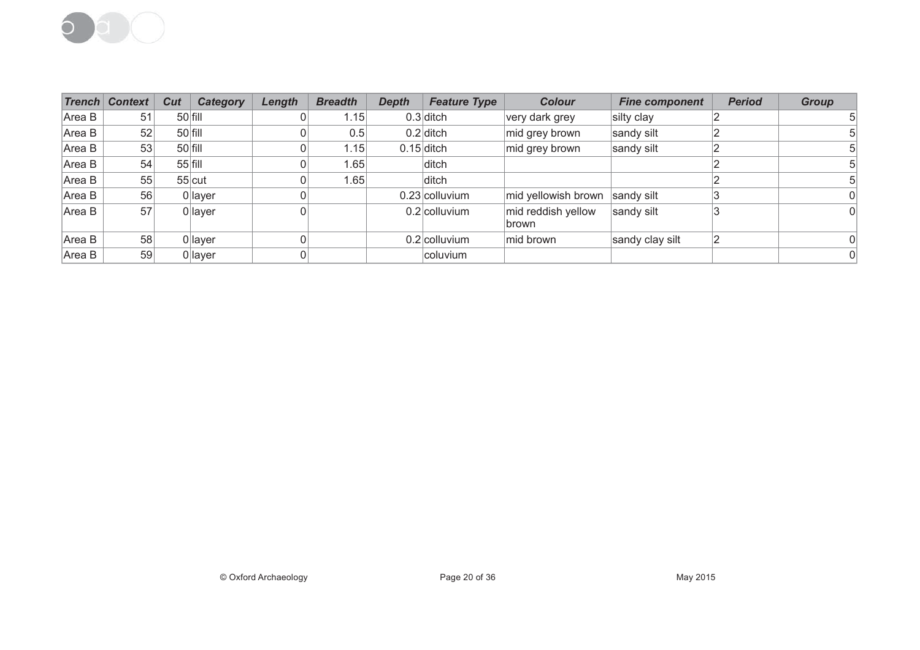| Trench | Context | Cut | Category | Length | Breadth | Depth | Feature Type | Colour | Fine component | Period | Group |
|---|---|---|---|---|---|---|---|---|---|---|---|
| Area B | 51 | 50 | fill | 0 | 1.15 | 0.3 | ditch | very dark grey | silty clay | 2 | 5 |
| Area B | 52 | 50 | fill | 0 | 0.5 | 0.2 | ditch | mid grey brown | sandy silt | 2 | 5 |
| Area B | 53 | 50 | fill | 0 | 1.15 | 0.15 | ditch | mid grey brown | sandy silt | 2 | 5 |
| Area B | 54 | 55 | fill | 0 | 1.65 | | ditch | | | 2 | 5 |
| Area B | 55 | 55 | cut | 0 | 1.65 | | ditch | | | 2 | 5 |
| Area B | 56 | 0 | layer | 0 | | 0.23 | colluvium | mid yellowish brown | sandy silt | 3 | 0 |
| Area B | 57 | 0 | layer | 0 | | 0.2 | colluvium | mid reddish yellow brown | sandy silt | 3 | 0 |
| Area B | 58 | 0 | layer | 0 | | 0.2 | colluvium | mid brown | sandy clay silt | 2 | 0 |
| Area B | 59 | 0 | layer | 0 | | | coluvium | | | | 0 |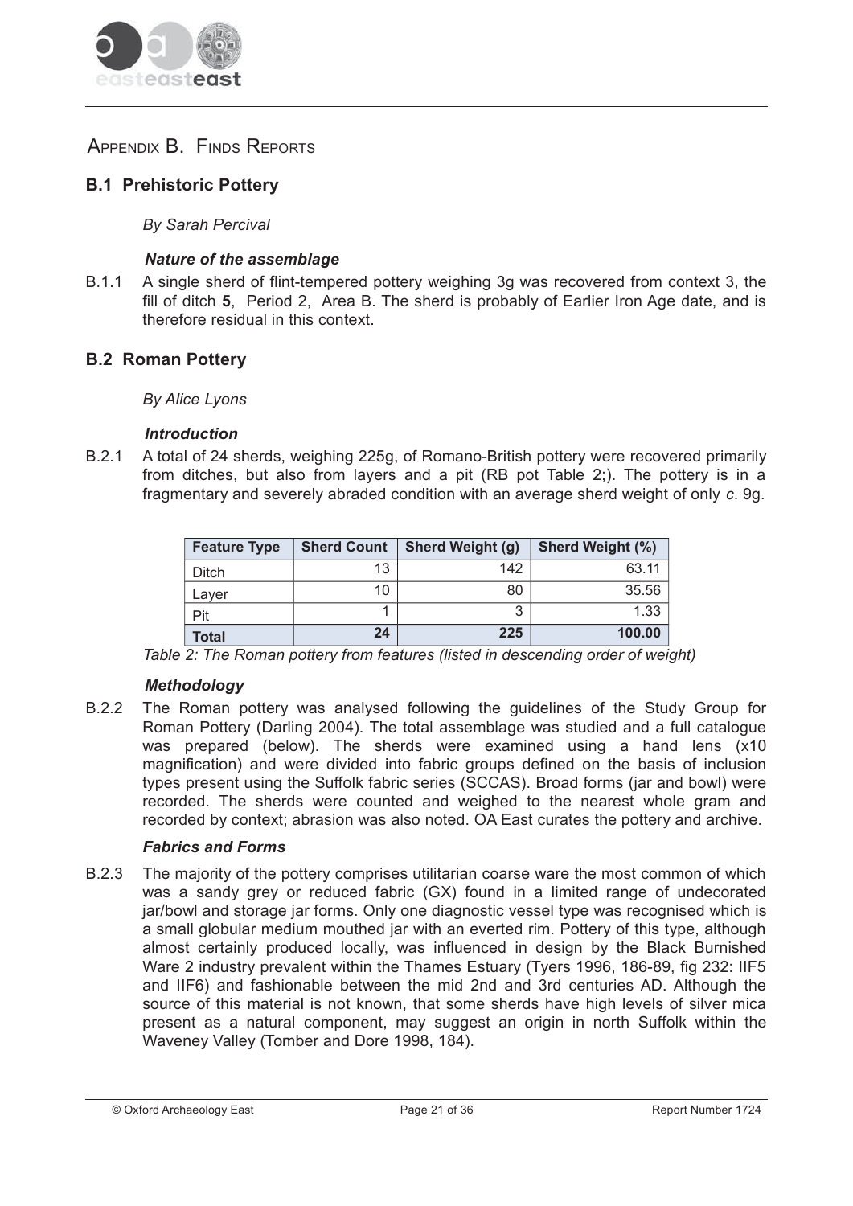# Appendix B. Finds Reports

## B.1 Prehistoric Pottery

*By Sarah Percival*

### *Nature of the assemblage*

B.1.1 A single sherd of flint-tempered pottery weighing 3g was recovered from context 3, the fill of ditch **5**, Period 2, Area B. The sherd is probably of Earlier Iron Age date, and is therefore residual in this context.

## B.2 Roman Pottery

*By Alice Lyons*

### *Introduction*

B.2.1 A total of 24 sherds, weighing 225g, of Romano-British pottery were recovered primarily from ditches, but also from layers and a pit (RB pot Table 2;). The pottery is in a fragmentary and severely abraded condition with an average sherd weight of only *c*. 9g.

| Feature Type | Sherd Count | Sherd Weight (g) | Sherd Weight (%) |
|---|---|---|---|
| Ditch | 13 | 142 | 63.11 |
| Layer | 10 | 80 | 35.56 |
| Pit | 1 | 3 | 1.33 |
| **Total** | **24** | **225** | **100.00** |

*Table 2: The Roman pottery from features (listed in descending order of weight)*

### *Methodology*

B.2.2 The Roman pottery was analysed following the guidelines of the Study Group for Roman Pottery (Darling 2004). The total assemblage was studied and a full catalogue was prepared (below). The sherds were examined using a hand lens (x10 magnification) and were divided into fabric groups defined on the basis of inclusion types present using the Suffolk fabric series (SCCAS). Broad forms (jar and bowl) were recorded. The sherds were counted and weighed to the nearest whole gram and recorded by context; abrasion was also noted. OA East curates the pottery and archive.

### *Fabrics and Forms*

B.2.3 The majority of the pottery comprises utilitarian coarse ware the most common of which was a sandy grey or reduced fabric (GX) found in a limited range of undecorated jar/bowl and storage jar forms. Only one diagnostic vessel type was recognised which is a small globular medium mouthed jar with an everted rim. Pottery of this type, although almost certainly produced locally, was influenced in design by the Black Burnished Ware 2 industry prevalent within the Thames Estuary (Tyers 1996, 186-89, fig 232: IIF5 and IIF6) and fashionable between the mid 2nd and 3rd centuries AD. Although the source of this material is not known, that some sherds have high levels of silver mica present as a natural component, may suggest an origin in north Suffolk within the Waveney Valley (Tomber and Dore 1998, 184).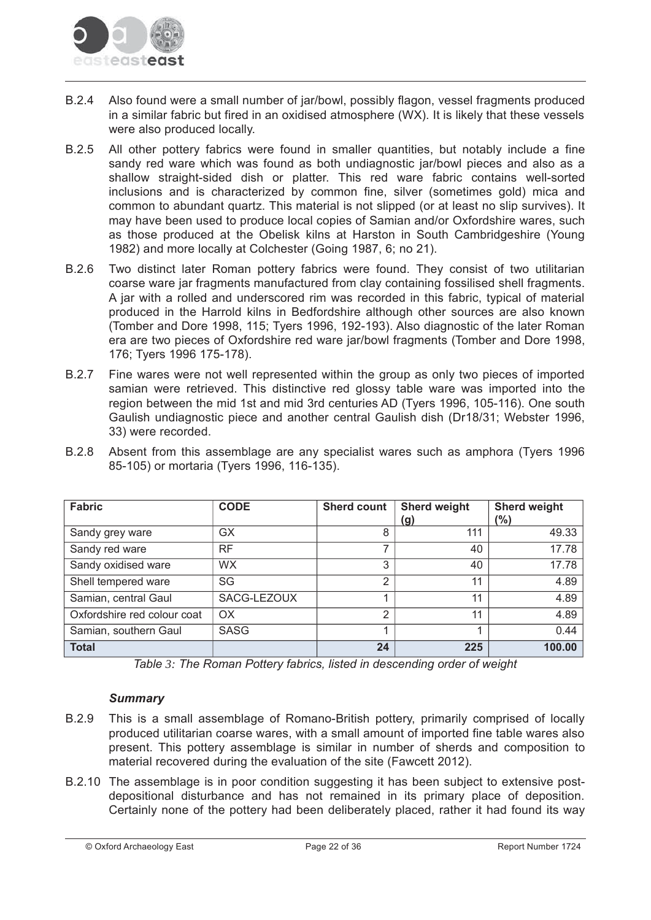B.2.4 Also found were a small number of jar/bowl, possibly flagon, vessel fragments produced in a similar fabric but fired in an oxidised atmosphere (WX). It is likely that these vessels were also produced locally.

B.2.5 All other pottery fabrics were found in smaller quantities, but notably include a fine sandy red ware which was found as both undiagnostic jar/bowl pieces and also as a shallow straight-sided dish or platter. This red ware fabric contains well-sorted inclusions and is characterized by common fine, silver (sometimes gold) mica and common to abundant quartz. This material is not slipped (or at least no slip survives). It may have been used to produce local copies of Samian and/or Oxfordshire wares, such as those produced at the Obelisk kilns at Harston in South Cambridgeshire (Young 1982) and more locally at Colchester (Going 1987, 6; no 21).

B.2.6 Two distinct later Roman pottery fabrics were found. They consist of two utilitarian coarse ware jar fragments manufactured from clay containing fossilised shell fragments. A jar with a rolled and underscored rim was recorded in this fabric, typical of material produced in the Harrold kilns in Bedfordshire although other sources are also known (Tomber and Dore 1998, 115; Tyers 1996, 192-193). Also diagnostic of the later Roman era are two pieces of Oxfordshire red ware jar/bowl fragments (Tomber and Dore 1998, 176; Tyers 1996 175-178).

B.2.7 Fine wares were not well represented within the group as only two pieces of imported samian were retrieved. This distinctive red glossy table ware was imported into the region between the mid 1st and mid 3rd centuries AD (Tyers 1996, 105-116). One south Gaulish undiagnostic piece and another central Gaulish dish (Dr18/31; Webster 1996, 33) were recorded.

B.2.8 Absent from this assemblage are any specialist wares such as amphora (Tyers 1996 85-105) or mortaria (Tyers 1996, 116-135).

| Fabric | CODE | Sherd count | Sherd weight (g) | Sherd weight (%) |
|---|---|---|---|---|
| Sandy grey ware | GX | 8 | 111 | 49.33 |
| Sandy red ware | RF | 7 | 40 | 17.78 |
| Sandy oxidised ware | WX | 3 | 40 | 17.78 |
| Shell tempered ware | SG | 2 | 11 | 4.89 |
| Samian, central Gaul | SACG-LEZOUX | 1 | 11 | 4.89 |
| Oxfordshire red colour coat | OX | 2 | 11 | 4.89 |
| Samian, southern Gaul | SASG | 1 | 1 | 0.44 |
| **Total** | | **24** | **225** | **100.00** |

*Table 3: The Roman Pottery fabrics, listed in descending order of weight*

### *Summary*

B.2.9 This is a small assemblage of Romano-British pottery, primarily comprised of locally produced utilitarian coarse wares, with a small amount of imported fine table wares also present. This pottery assemblage is similar in number of sherds and composition to material recovered during the evaluation of the site (Fawcett 2012).

B.2.10 The assemblage is in poor condition suggesting it has been subject to extensive post-depositional disturbance and has not remained in its primary place of deposition. Certainly none of the pottery had been deliberately placed, rather it had found its way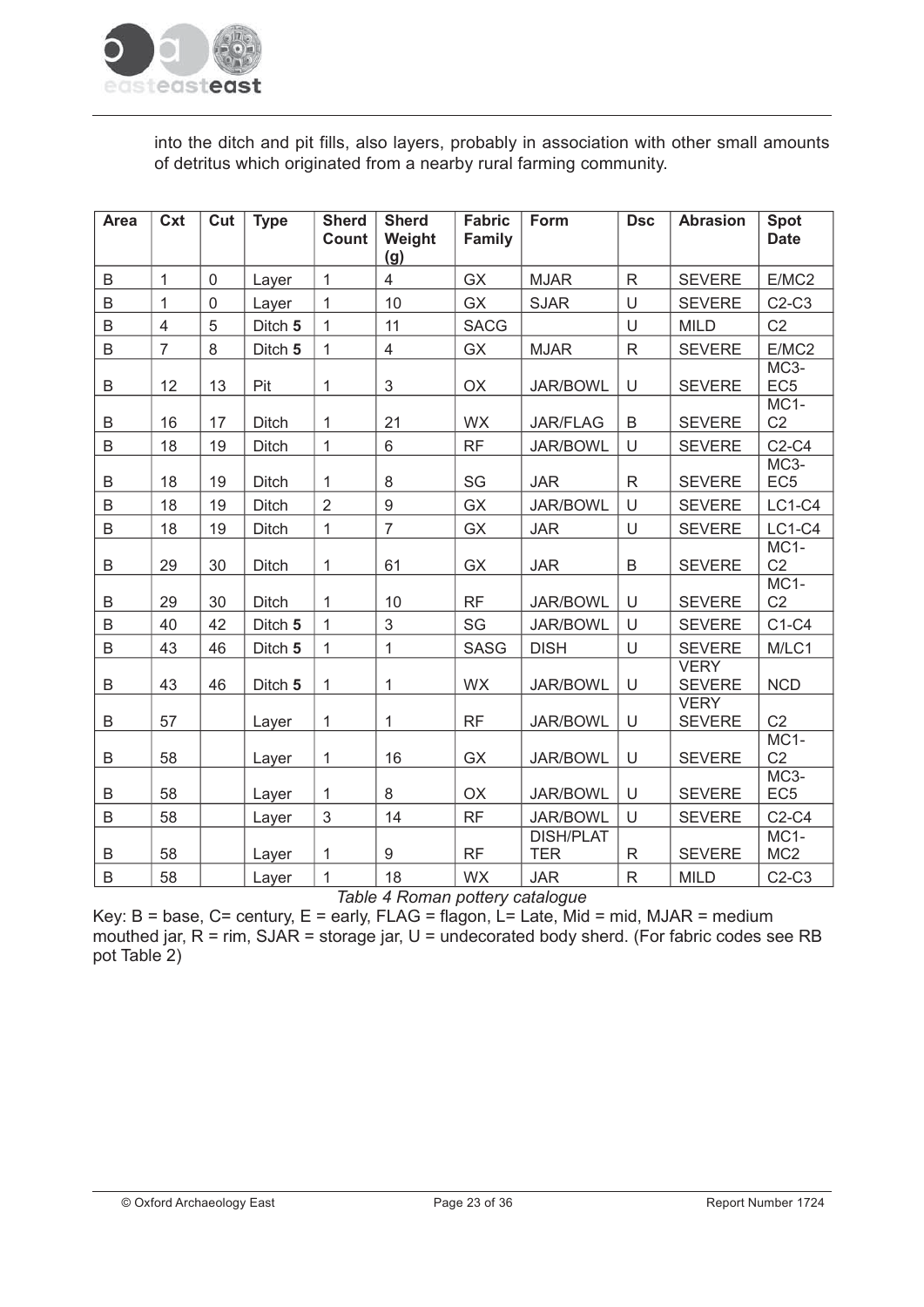into the ditch and pit fills, also layers, probably in association with other small amounts of detritus which originated from a nearby rural farming community.

| Area | Cxt | Cut | Type | Sherd Count | Sherd Weight (g) | Fabric Family | Form | Dsc | Abrasion | Spot Date |
|---|---|---|---|---|---|---|---|---|---|---|
| B | 1 | 0 | Layer | 1 | 4 | GX | MJAR | R | SEVERE | E/MC2 |
| B | 1 | 0 | Layer | 1 | 10 | GX | SJAR | U | SEVERE | C2-C3 |
| B | 4 | 5 | Ditch **5** | 1 | 11 | SACG | | U | MILD | C2 |
| B | 7 | 8 | Ditch **5** | 1 | 4 | GX | MJAR | R | SEVERE | E/MC2 |
| B | 12 | 13 | Pit | 1 | 3 | OX | JAR/BOWL | U | SEVERE | MC3-EC5 |
| B | 16 | 17 | Ditch | 1 | 21 | WX | JAR/FLAG | B | SEVERE | MC1-C2 |
| B | 18 | 19 | Ditch | 1 | 6 | RF | JAR/BOWL | U | SEVERE | C2-C4 |
| B | 18 | 19 | Ditch | 1 | 8 | SG | JAR | R | SEVERE | MC3-EC5 |
| B | 18 | 19 | Ditch | 2 | 9 | GX | JAR/BOWL | U | SEVERE | LC1-C4 |
| B | 18 | 19 | Ditch | 1 | 7 | GX | JAR | U | SEVERE | LC1-C4 |
| B | 29 | 30 | Ditch | 1 | 61 | GX | JAR | B | SEVERE | MC1-C2 |
| B | 29 | 30 | Ditch | 1 | 10 | RF | JAR/BOWL | U | SEVERE | MC1-C2 |
| B | 40 | 42 | Ditch **5** | 1 | 3 | SG | JAR/BOWL | U | SEVERE | C1-C4 |
| B | 43 | 46 | Ditch **5** | 1 | 1 | SASG | DISH | U | SEVERE | M/LC1 |
| B | 43 | 46 | Ditch **5** | 1 | 1 | WX | JAR/BOWL | U | VERY SEVERE | NCD |
| B | 57 | | Layer | 1 | 1 | RF | JAR/BOWL | U | VERY SEVERE | C2 |
| B | 58 | | Layer | 1 | 16 | GX | JAR/BOWL | U | SEVERE | MC1-C2 |
| B | 58 | | Layer | 1 | 8 | OX | JAR/BOWL | U | SEVERE | MC3-EC5 |
| B | 58 | | Layer | 3 | 14 | RF | JAR/BOWL | U | SEVERE | C2-C4 |
| B | 58 | | Layer | 1 | 9 | RF | DISH/PLATTER | R | SEVERE | MC1-MC2 |
| B | 58 | | Layer | 1 | 18 | WX | JAR | R | MILD | C2-C3 |

*Table 4 Roman pottery catalogue*

Key: B = base, C= century, E = early, FLAG = flagon, L= Late, Mid = mid, MJAR = medium mouthed jar, R = rim, SJAR = storage jar, U = undecorated body sherd. (For fabric codes see RB pot Table 2)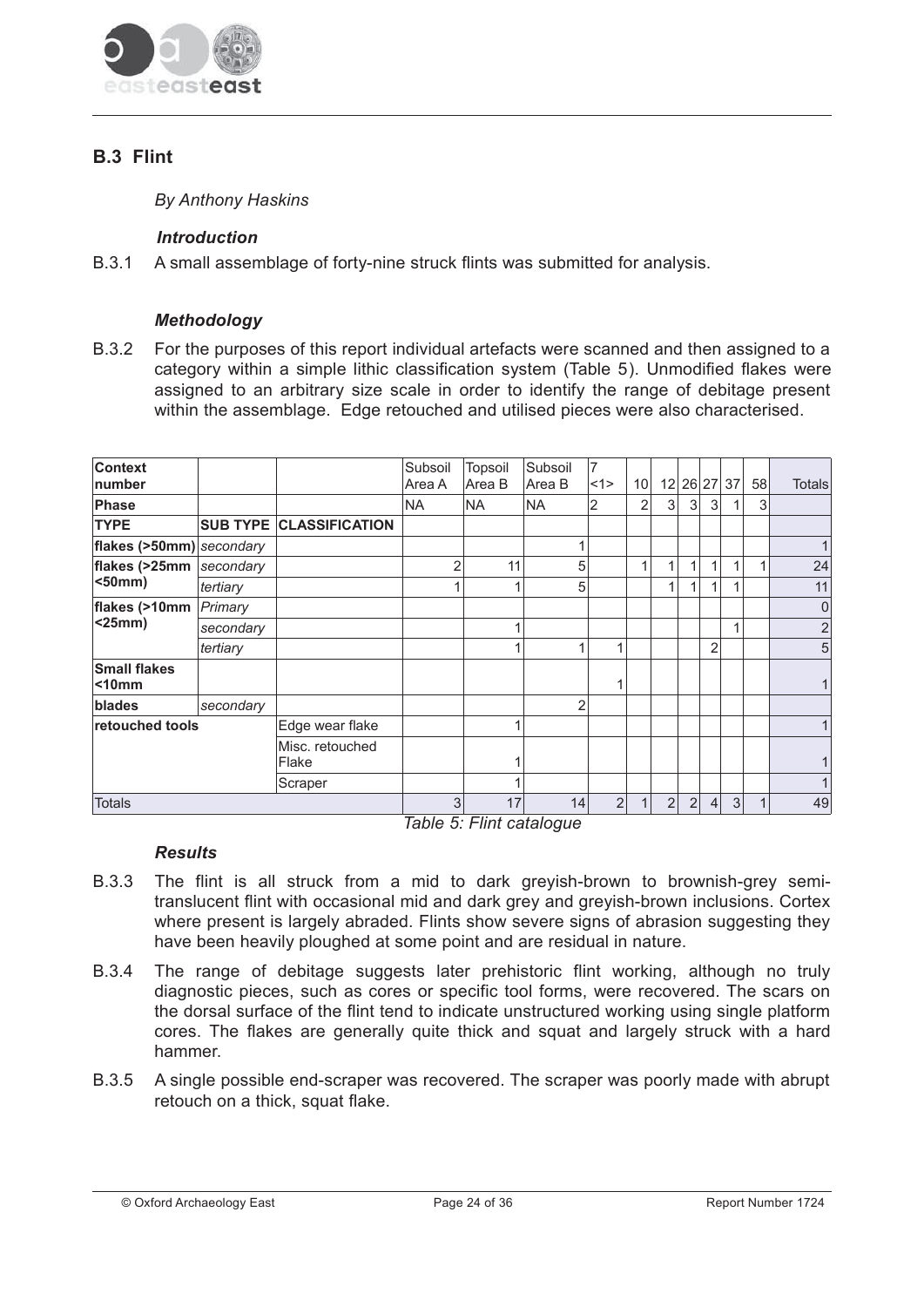## B.3 Flint

*By Anthony Haskins*

### *Introduction*

B.3.1 A small assemblage of forty-nine struck flints was submitted for analysis.

### *Methodology*

B.3.2 For the purposes of this report individual artefacts were scanned and then assigned to a category within a simple lithic classification system (Table 5). Unmodified flakes were assigned to an arbitrary size scale in order to identify the range of debitage present within the assemblage. Edge retouched and utilised pieces were also characterised.

| Context number | | | Subsoil Area A | Topsoil Area B | Subsoil Area B | 7 <1> | 10 | 12 | 26 | 27 | 37 | 58 | Totals |
|---|---|---|---|---|---|---|---|---|---|---|---|---|---|
| **Phase** | | | NA | NA | NA | 2 | 2 | 3 | 3 | 3 | 1 | 3 | |
| **TYPE** | **SUB TYPE** | **CLASSIFICATION** | | | | | | | | | | | |
| **flakes (>50mm)** | *secondary* | | | | 1 | | | | | | | | 1 |
| **flakes (>25mm <50mm)** | *secondary* | | 2 | 11 | 5 | | 1 | 1 | 1 | 1 | 1 | 1 | 24 |
| | *tertiary* | | 1 | 1 | 5 | | | 1 | 1 | 1 | 1 | | 11 |
| **flakes (>10mm <25mm)** | *Primary* | | | | | | | | | | | | 0 |
| | *secondary* | | | 1 | | | | | | | 1 | | 2 |
| | *tertiary* | | | 1 | 1 | 1 | | | | 2 | | | 5 |
| **Small flakes <10mm** | | | | | | 1 | | | | | | | 1 |
| **blades** | *secondary* | | | | 2 | | | | | | | | |
| **retouched tools** | | Edge wear flake | | 1 | | | | | | | | | 1 |
| | | Misc. retouched Flake | | 1 | | | | | | | | | 1 |
| | | Scraper | | 1 | | | | | | | | | 1 |
| Totals | | | 3 | 17 | 14 | 2 | 1 | 2 | 2 | 4 | 3 | 1 | 49 |

*Table 5: Flint catalogue*

### *Results*

B.3.3 The flint is all struck from a mid to dark greyish-brown to brownish-grey semi-translucent flint with occasional mid and dark grey and greyish-brown inclusions. Cortex where present is largely abraded. Flints show severe signs of abrasion suggesting they have been heavily ploughed at some point and are residual in nature.

B.3.4 The range of debitage suggests later prehistoric flint working, although no truly diagnostic pieces, such as cores or specific tool forms, were recovered. The scars on the dorsal surface of the flint tend to indicate unstructured working using single platform cores. The flakes are generally quite thick and squat and largely struck with a hard hammer.

B.3.5 A single possible end-scraper was recovered. The scraper was poorly made with abrupt retouch on a thick, squat flake.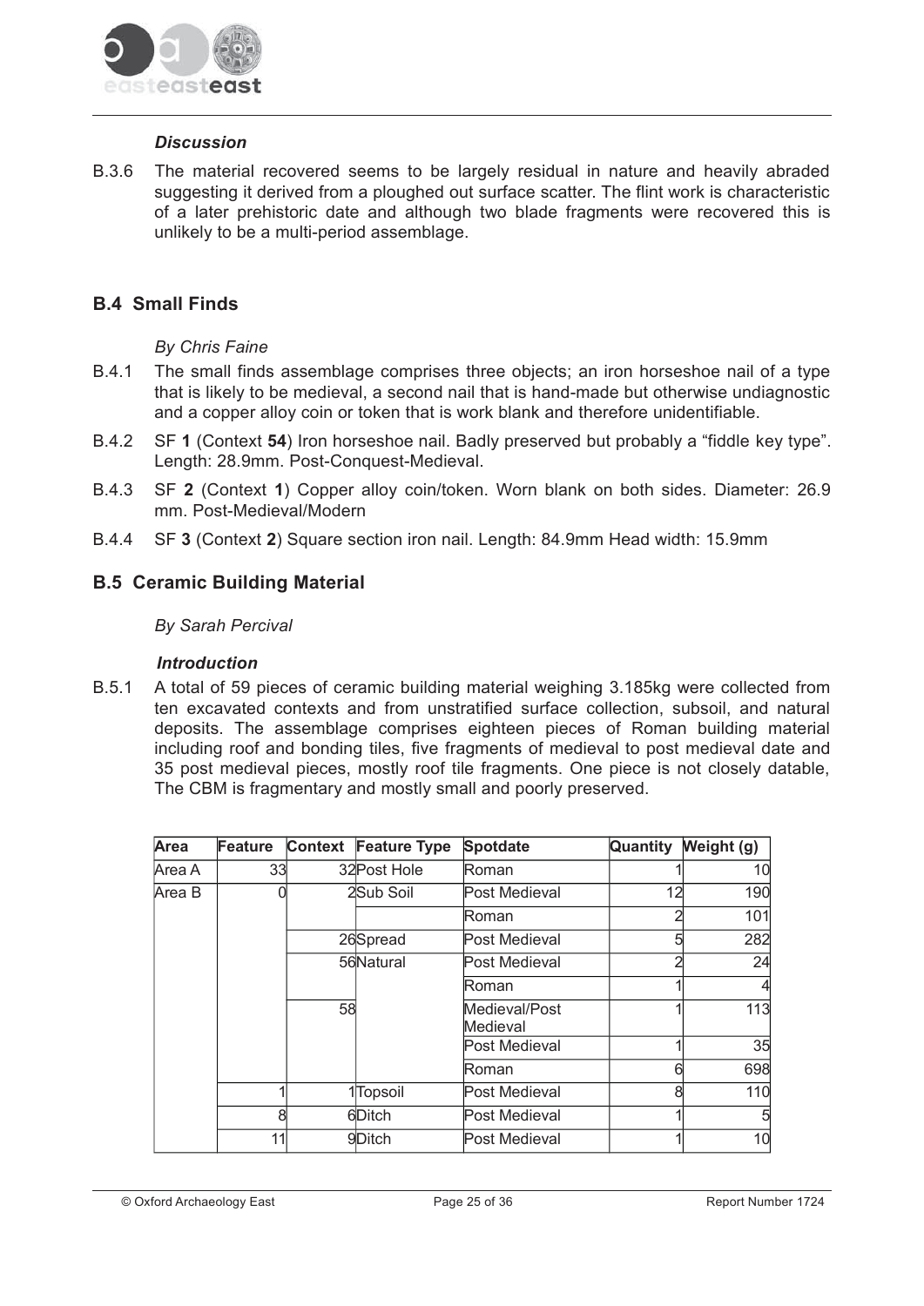#### *Discussion*

B.3.6 The material recovered seems to be largely residual in nature and heavily abraded suggesting it derived from a ploughed out surface scatter. The flint work is characteristic of a later prehistoric date and although two blade fragments were recovered this is unlikely to be a multi-period assemblage.

### B.4 Small Finds

*By Chris Faine*

B.4.1 The small finds assemblage comprises three objects; an iron horseshoe nail of a type that is likely to be medieval, a second nail that is hand-made but otherwise undiagnostic and a copper alloy coin or token that is work blank and therefore unidentifiable.

B.4.2 SF **1** (Context **54**) Iron horseshoe nail. Badly preserved but probably a "fiddle key type". Length: 28.9mm. Post-Conquest-Medieval.

B.4.3 SF **2** (Context **1**) Copper alloy coin/token. Worn blank on both sides. Diameter: 26.9 mm. Post-Medieval/Modern

B.4.4 SF **3** (Context **2**) Square section iron nail. Length: 84.9mm Head width: 15.9mm

### B.5 Ceramic Building Material

*By Sarah Percival*

#### *Introduction*

B.5.1 A total of 59 pieces of ceramic building material weighing 3.185kg were collected from ten excavated contexts and from unstratified surface collection, subsoil, and natural deposits. The assemblage comprises eighteen pieces of Roman building material including roof and bonding tiles, five fragments of medieval to post medieval date and 35 post medieval pieces, mostly roof tile fragments. One piece is not closely datable, The CBM is fragmentary and mostly small and poorly preserved.

| Area | Feature | Context | Feature Type | Spotdate | Quantity | Weight (g) |
|---|---|---|---|---|---|---|
| Area A | 33 | 32 | Post Hole | Roman | 1 | 10 |
| Area B | 0 | 2 | Sub Soil | Post Medieval | 12 | 190 |
| | | | | Roman | 2 | 101 |
| | | 26 | Spread | Post Medieval | 5 | 282 |
| | | 56 | Natural | Post Medieval | 2 | 24 |
| | | | | Roman | 1 | 4 |
| | | 58 | | Medieval/Post Medieval | 1 | 113 |
| | | | | Post Medieval | 1 | 35 |
| | | | | Roman | 6 | 698 |
| | 1 | 1 | Topsoil | Post Medieval | 8 | 110 |
| | 8 | 6 | Ditch | Post Medieval | 1 | 5 |
| | 11 | 9 | Ditch | Post Medieval | 1 | 10 |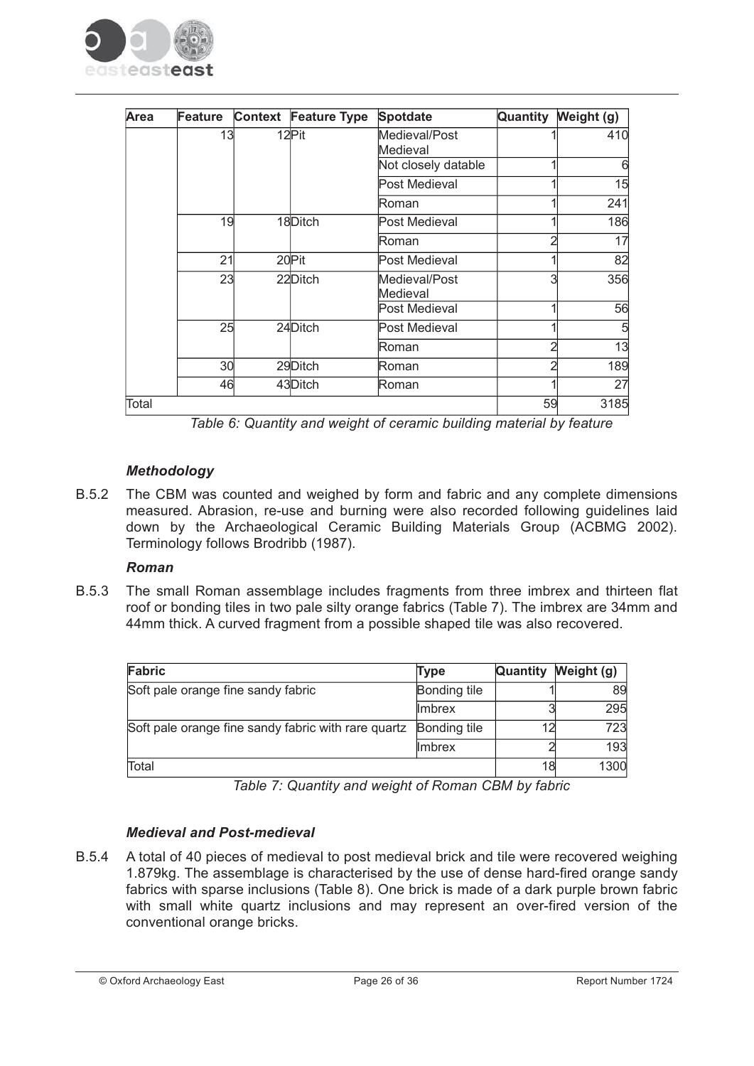| Area | Feature | Context | Feature Type | Spotdate | Quantity | Weight (g) |
|---|---|---|---|---|---|---|
| | 13 | 12 | Pit | Medieval/Post Medieval | 1 | 410 |
| | | | | Not closely datable | 1 | 6 |
| | | | | Post Medieval | 1 | 15 |
| | | | | Roman | 1 | 241 |
| | 19 | 18 | Ditch | Post Medieval | 1 | 186 |
| | | | | Roman | 2 | 17 |
| | 21 | 20 | Pit | Post Medieval | 1 | 82 |
| | 23 | 22 | Ditch | Medieval/Post Medieval | 3 | 356 |
| | | | | Post Medieval | 1 | 56 |
| | 25 | 24 | Ditch | Post Medieval | 1 | 5 |
| | | | | Roman | 2 | 13 |
| | 30 | 29 | Ditch | Roman | 2 | 189 |
| | 46 | 43 | Ditch | Roman | 1 | 27 |
| Total | | | | | 59 | 3185 |

*Table 6: Quantity and weight of ceramic building material by feature*

### *Methodology*

B.5.2 The CBM was counted and weighed by form and fabric and any complete dimensions measured. Abrasion, re-use and burning were also recorded following guidelines laid down by the Archaeological Ceramic Building Materials Group (ACBMG 2002). Terminology follows Brodribb (1987).

### *Roman*

B.5.3 The small Roman assemblage includes fragments from three imbrex and thirteen flat roof or bonding tiles in two pale silty orange fabrics (Table 7). The imbrex are 34mm and 44mm thick. A curved fragment from a possible shaped tile was also recovered.

| Fabric | Type | Quantity | Weight (g) |
|---|---|---|---|
| Soft pale orange fine sandy fabric | Bonding tile | 1 | 89 |
| | Imbrex | 3 | 295 |
| Soft pale orange fine sandy fabric with rare quartz | Bonding tile | 12 | 723 |
| | Imbrex | 2 | 193 |
| Total | | 18 | 1300 |

*Table 7: Quantity and weight of Roman CBM by fabric*

### *Medieval and Post-medieval*

B.5.4 A total of 40 pieces of medieval to post medieval brick and tile were recovered weighing 1.879kg. The assemblage is characterised by the use of dense hard-fired orange sandy fabrics with sparse inclusions (Table 8). One brick is made of a dark purple brown fabric with small white quartz inclusions and may represent an over-fired version of the conventional orange bricks.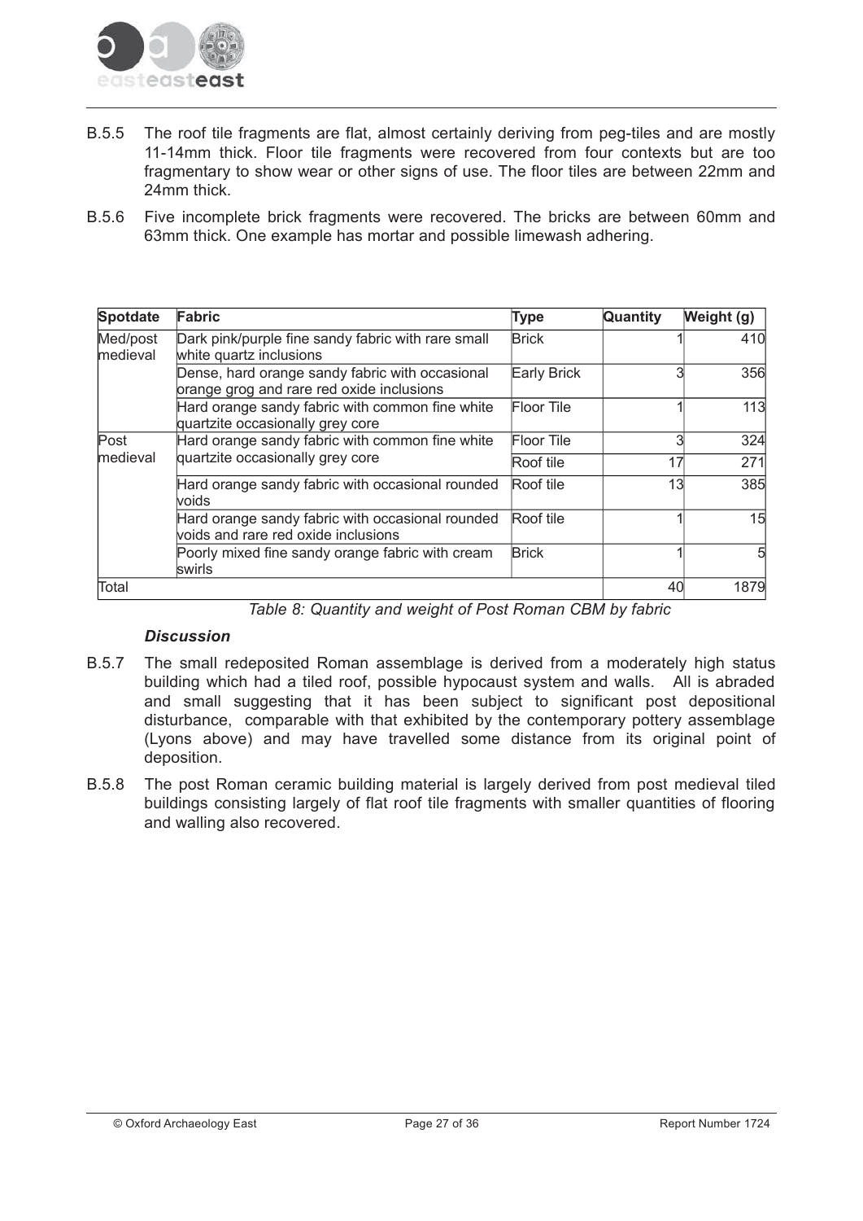B.5.5 The roof tile fragments are flat, almost certainly deriving from peg-tiles and are mostly 11-14mm thick. Floor tile fragments were recovered from four contexts but are too fragmentary to show wear or other signs of use. The floor tiles are between 22mm and 24mm thick.

B.5.6 Five incomplete brick fragments were recovered. The bricks are between 60mm and 63mm thick. One example has mortar and possible limewash adhering.

| Spotdate | Fabric | Type | Quantity | Weight (g) |
|---|---|---|---|---|
| Med/post medieval | Dark pink/purple fine sandy fabric with rare small white quartz inclusions | Brick | 1 | 410 |
| | Dense, hard orange sandy fabric with occasional orange grog and rare red oxide inclusions | Early Brick | 3 | 356 |
| | Hard orange sandy fabric with common fine white quartzite occasionally grey core | Floor Tile | 1 | 113 |
| Post medieval | Hard orange sandy fabric with common fine white quartzite occasionally grey core | Floor Tile | 3 | 324 |
| | | Roof tile | 17 | 271 |
| | Hard orange sandy fabric with occasional rounded voids | Roof tile | 13 | 385 |
| | Hard orange sandy fabric with occasional rounded voids and rare red oxide inclusions | Roof tile | 1 | 15 |
| | Poorly mixed fine sandy orange fabric with cream swirls | Brick | 1 | 5 |
| Total | | | 40 | 1879 |

*Table 8: Quantity and weight of Post Roman CBM by fabric*

### *Discussion*

B.5.7 The small redeposited Roman assemblage is derived from a moderately high status building which had a tiled roof, possible hypocaust system and walls. All is abraded and small suggesting that it has been subject to significant post depositional disturbance, comparable with that exhibited by the contemporary pottery assemblage (Lyons above) and may have travelled some distance from its original point of deposition.

B.5.8 The post Roman ceramic building material is largely derived from post medieval tiled buildings consisting largely of flat roof tile fragments with smaller quantities of flooring and walling also recovered.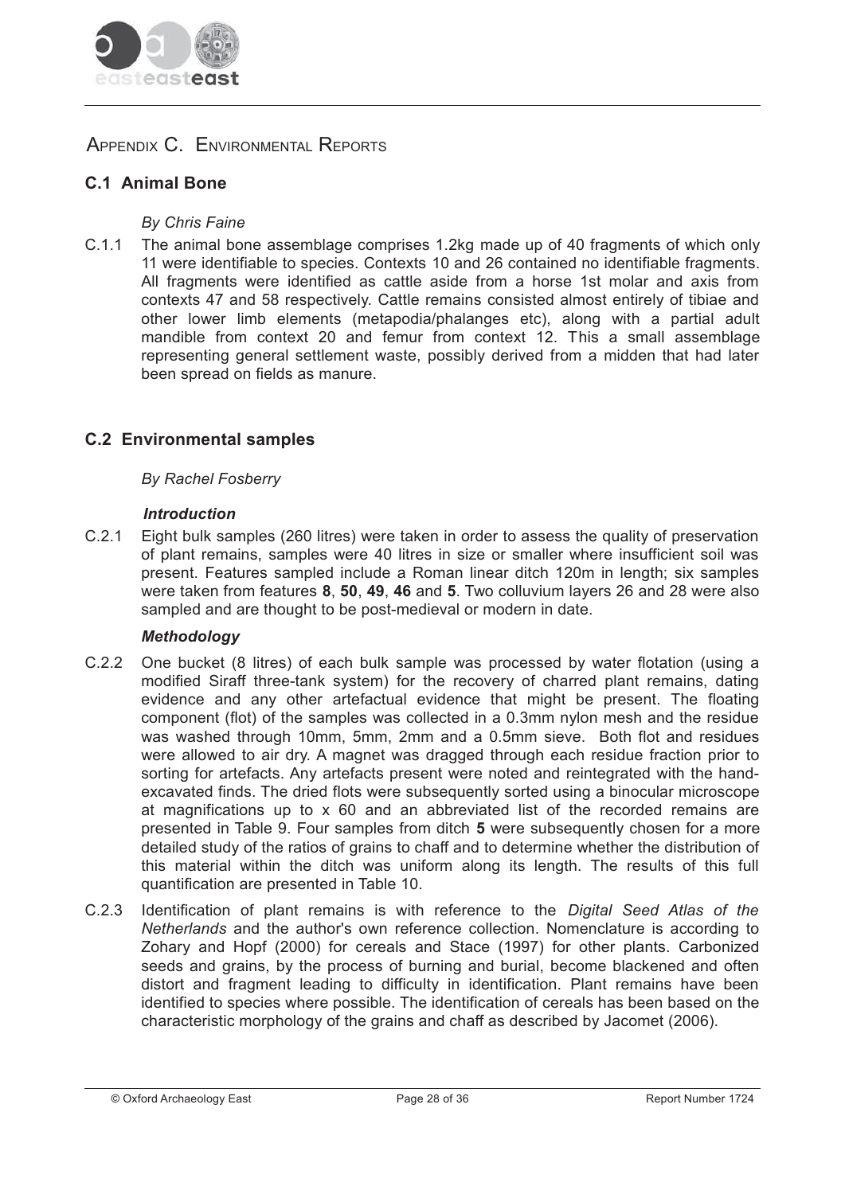## Appendix C. Environmental Reports

### C.1 Animal Bone

*By Chris Faine*

C.1.1 The animal bone assemblage comprises 1.2kg made up of 40 fragments of which only 11 were identifiable to species. Contexts 10 and 26 contained no identifiable fragments. All fragments were identified as cattle aside from a horse 1st molar and axis from contexts 47 and 58 respectively. Cattle remains consisted almost entirely of tibiae and other lower limb elements (metapodia/phalanges etc), along with a partial adult mandible from context 20 and femur from context 12. This a small assemblage representing general settlement waste, possibly derived from a midden that had later been spread on fields as manure.

### C.2 Environmental samples

*By Rachel Fosberry*

***Introduction***

C.2.1 Eight bulk samples (260 litres) were taken in order to assess the quality of preservation of plant remains, samples were 40 litres in size or smaller where insufficient soil was present. Features sampled include a Roman linear ditch 120m in length; six samples were taken from features **8**, **50**, **49**, **46** and **5**. Two colluvium layers 26 and 28 were also sampled and are thought to be post-medieval or modern in date.

***Methodology***

C.2.2 One bucket (8 litres) of each bulk sample was processed by water flotation (using a modified Siraff three-tank system) for the recovery of charred plant remains, dating evidence and any other artefactual evidence that might be present. The floating component (flot) of the samples was collected in a 0.3mm nylon mesh and the residue was washed through 10mm, 5mm, 2mm and a 0.5mm sieve. Both flot and residues were allowed to air dry. A magnet was dragged through each residue fraction prior to sorting for artefacts. Any artefacts present were noted and reintegrated with the hand-excavated finds. The dried flots were subsequently sorted using a binocular microscope at magnifications up to x 60 and an abbreviated list of the recorded remains are presented in Table 9. Four samples from ditch **5** were subsequently chosen for a more detailed study of the ratios of grains to chaff and to determine whether the distribution of this material within the ditch was uniform along its length. The results of this full quantification are presented in Table 10.

C.2.3 Identification of plant remains is with reference to the *Digital Seed Atlas of the Netherlands* and the author's own reference collection. Nomenclature is according to Zohary and Hopf (2000) for cereals and Stace (1997) for other plants. Carbonized seeds and grains, by the process of burning and burial, become blackened and often distort and fragment leading to difficulty in identification. Plant remains have been identified to species where possible. The identification of cereals has been based on the characteristic morphology of the grains and chaff as described by Jacomet (2006).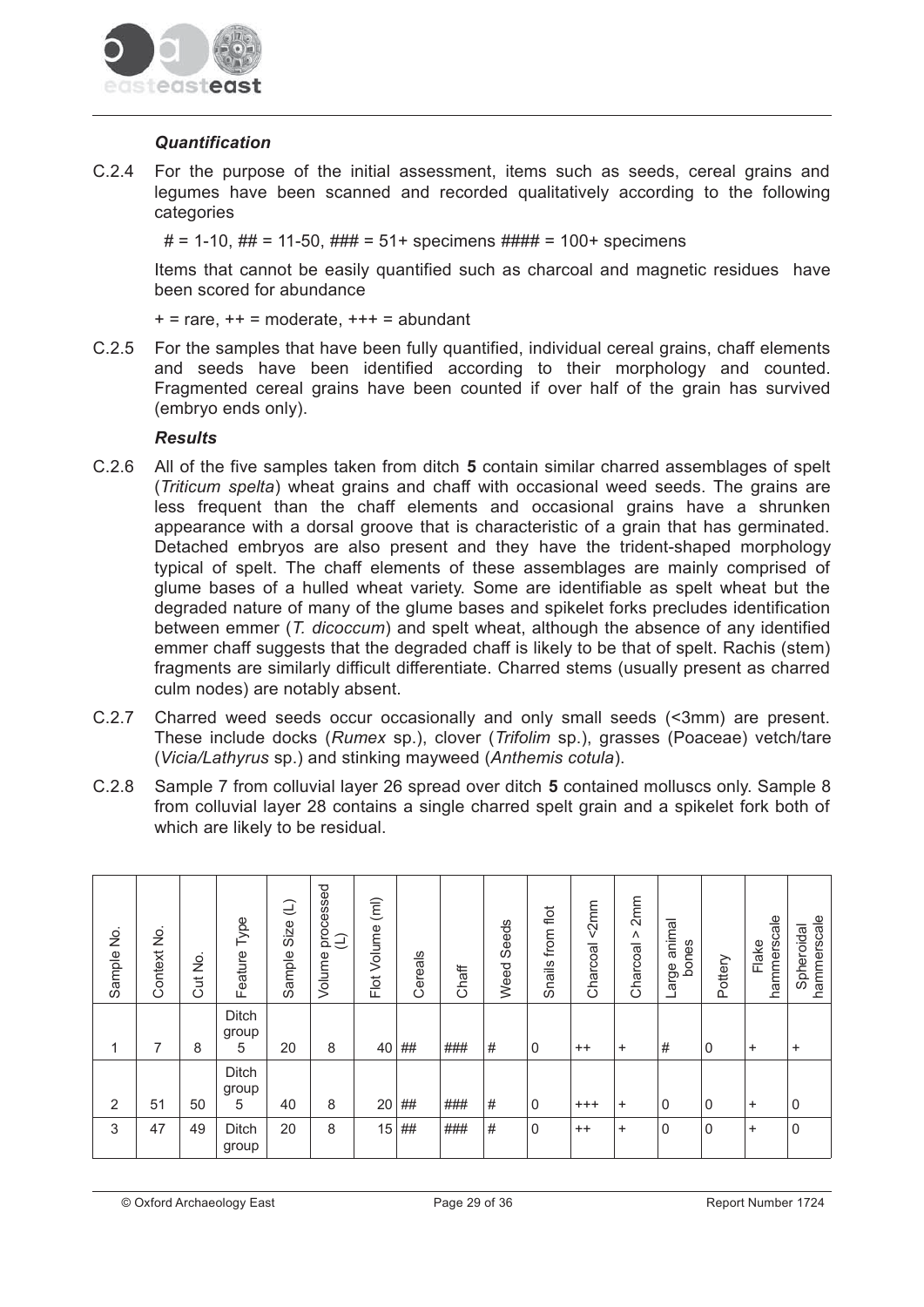### *Quantification*

C.2.4 For the purpose of the initial assessment, items such as seeds, cereal grains and legumes have been scanned and recorded qualitatively according to the following categories

# = 1-10, ## = 11-50, ### = 51+ specimens #### = 100+ specimens

Items that cannot be easily quantified such as charcoal and magnetic residues have been scored for abundance

+ = rare, ++ = moderate, +++ = abundant

C.2.5 For the samples that have been fully quantified, individual cereal grains, chaff elements and seeds have been identified according to their morphology and counted. Fragmented cereal grains have been counted if over half of the grain has survived (embryo ends only).

### *Results*

C.2.6 All of the five samples taken from ditch **5** contain similar charred assemblages of spelt (*Triticum spelta*) wheat grains and chaff with occasional weed seeds. The grains are less frequent than the chaff elements and occasional grains have a shrunken appearance with a dorsal groove that is characteristic of a grain that has germinated. Detached embryos are also present and they have the trident-shaped morphology typical of spelt. The chaff elements of these assemblages are mainly comprised of glume bases of a hulled wheat variety. Some are identifiable as spelt wheat but the degraded nature of many of the glume bases and spikelet forks precludes identification between emmer (*T. dicoccum*) and spelt wheat, although the absence of any identified emmer chaff suggests that the degraded chaff is likely to be that of spelt. Rachis (stem) fragments are similarly difficult differentiate. Charred stems (usually present as charred culm nodes) are notably absent.

C.2.7 Charred weed seeds occur occasionally and only small seeds (<3mm) are present. These include docks (*Rumex* sp.), clover (*Trifolim* sp.), grasses (Poaceae) vetch/tare (*Vicia/Lathyrus* sp.) and stinking mayweed (*Anthemis cotula*).

C.2.8 Sample 7 from colluvial layer 26 spread over ditch **5** contained molluscs only. Sample 8 from colluvial layer 28 contains a single charred spelt grain and a spikelet fork both of which are likely to be residual.

| Sample No. | Context No. | Cut No. | Feature Type | Sample Size (L) | Volume processed (L) | Flot Volume (ml) | Cereals | Chaff | Weed Seeds | Snails from flot | Charcoal <2mm | Charcoal > 2mm | Large animal bones | Pottery | Flake hammerscale | Spheroidal hammerscale |
|---|---|---|---|---|---|---|---|---|---|---|---|---|---|---|---|---|
| 1 | 7 | 8 | Ditch group 5 | 20 | 8 | 40 | ## | ### | # | 0 | ++ | + | # | 0 | + | + |
| 2 | 51 | 50 | Ditch group 5 | 40 | 8 | 20 | ## | ### | # | 0 | +++ | + | 0 | 0 | + | 0 |
| 3 | 47 | 49 | Ditch group | 20 | 8 | 15 | ## | ### | # | 0 | ++ | + | 0 | 0 | + | 0 |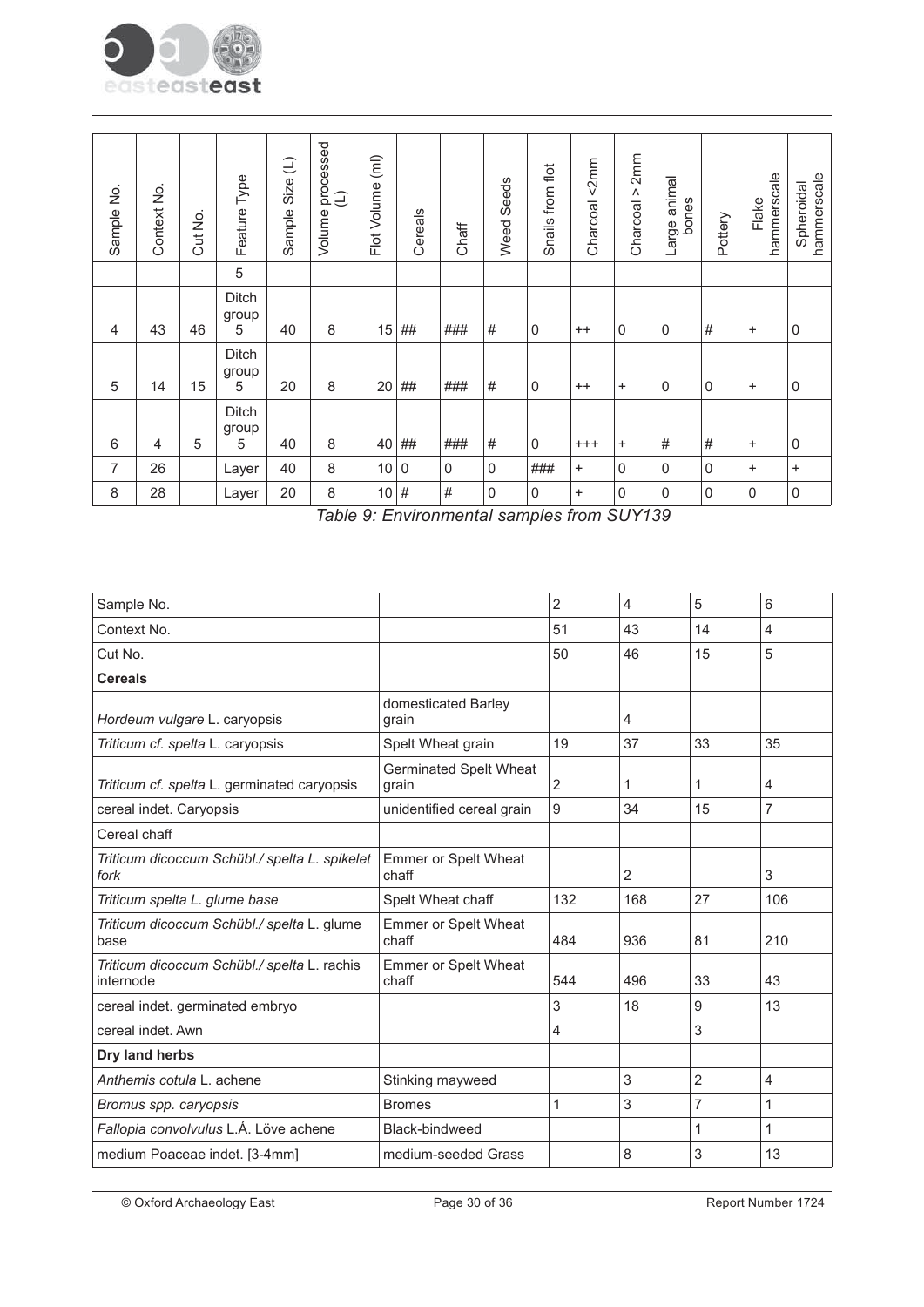| Sample No. | Context No. | Cut No. | Feature Type | Sample Size (L) | Volume processed (L) | Flot Volume (ml) | Cereals | Chaff | Weed Seeds | Snails from flot | Charcoal <2mm | Charcoal > 2mm | Large animal bones | Pottery | Flake hammerscale | Spheroidal hammerscale |
|---|---|---|---|---|---|---|---|---|---|---|---|---|---|---|---|---|
| | | | 5 | | | | | | | | | | | | | |
| 4 | 43 | 46 | Ditch group 5 | 40 | 8 | 15 | ## | ### | # | 0 | ++ | 0 | 0 | # | + | 0 |
| 5 | 14 | 15 | Ditch group 5 | 20 | 8 | 20 | ## | ### | # | 0 | ++ | + | 0 | 0 | + | 0 |
| 6 | 4 | 5 | Ditch group 5 | 40 | 8 | 40 | ## | ### | # | 0 | +++ | + | # | # | + | 0 |
| 7 | 26 | | Layer | 40 | 8 | 10 | 0 | 0 | 0 | ### | + | 0 | 0 | 0 | + | + |
| 8 | 28 | | Layer | 20 | 8 | 10 | # | # | 0 | 0 | + | 0 | 0 | 0 | 0 | 0 |

*Table 9: Environmental samples from SUY139*

| Sample No. | | 2 | 4 | 5 | 6 |
|---|---|---|---|---|---|
| Context No. | | 51 | 43 | 14 | 4 |
| Cut No. | | 50 | 46 | 15 | 5 |
| **Cereals** | | | | | |
| *Hordeum vulgare* L. caryopsis | domesticated Barley grain | | 4 | | |
| *Triticum cf. spelta* L. caryopsis | Spelt Wheat grain | 19 | 37 | 33 | 35 |
| *Triticum cf. spelta* L. germinated caryopsis | Germinated Spelt Wheat grain | 2 | 1 | 1 | 4 |
| cereal indet. Caryopsis | unidentified cereal grain | 9 | 34 | 15 | 7 |
| Cereal chaff | | | | | |
| *Triticum dicoccum Schübl./ spelta L. spikelet fork* | Emmer or Spelt Wheat chaff | | 2 | | 3 |
| *Triticum spelta L. glume base* | Spelt Wheat chaff | 132 | 168 | 27 | 106 |
| *Triticum dicoccum Schübl./ spelta* L. glume base | Emmer or Spelt Wheat chaff | 484 | 936 | 81 | 210 |
| *Triticum dicoccum Schübl./ spelta* L. rachis internode | Emmer or Spelt Wheat chaff | 544 | 496 | 33 | 43 |
| cereal indet. germinated embryo | | 3 | 18 | 9 | 13 |
| cereal indet. Awn | | 4 | | 3 | |
| **Dry land herbs** | | | | | |
| *Anthemis cotula* L. achene | Stinking mayweed | | 3 | 2 | 4 |
| *Bromus spp. caryopsis* | Bromes | 1 | 3 | 7 | 1 |
| *Fallopia convolvulus* L.Á. Löve achene | Black-bindweed | | | 1 | 1 |
| medium Poaceae indet. [3-4mm] | medium-seeded Grass | | 8 | 3 | 13 |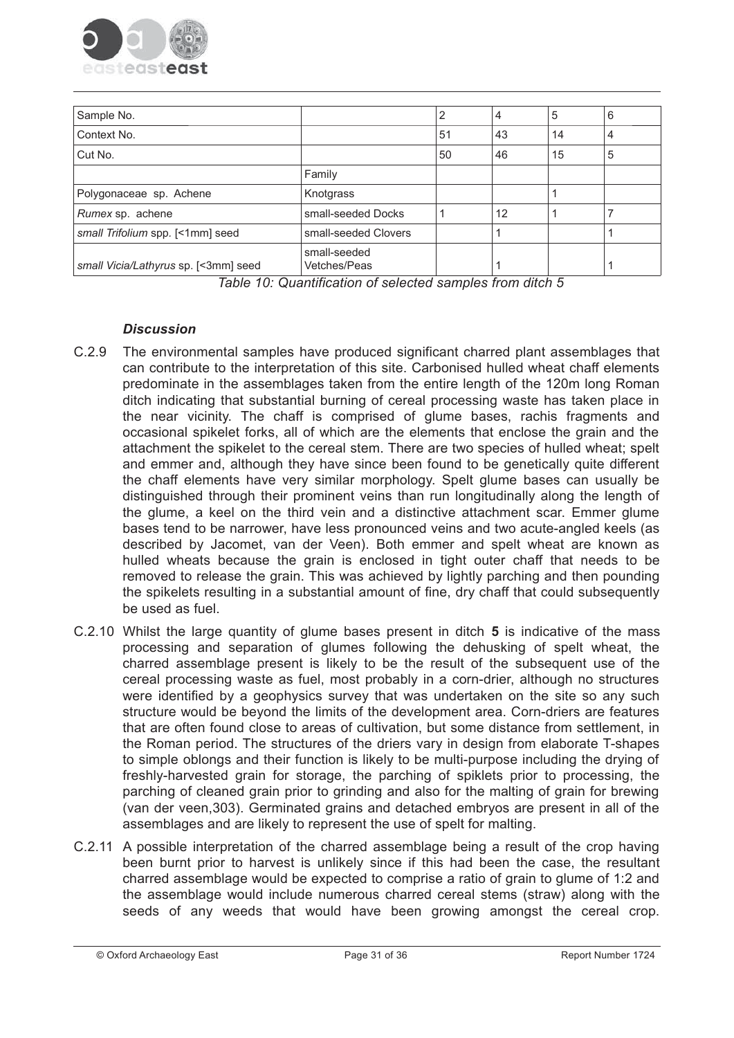| Sample No. | | 2 | 4 | 5 | 6 |
|---|---|---|---|---|---|
| Context No. | | 51 | 43 | 14 | 4 |
| Cut No. | | 50 | 46 | 15 | 5 |
| | Family | | | | |
| Polygonaceae sp. Achene | Knotgrass | | | 1 | |
| *Rumex* sp. achene | small-seeded Docks | 1 | 12 | 1 | 7 |
| *small Trifolium* spp. [<1mm] seed | small-seeded Clovers | | 1 | | 1 |
| *small Vicia/Lathyrus* sp. [<3mm] seed | small-seeded Vetches/Peas | | 1 | | 1 |

*Table 10: Quantification of selected samples from ditch 5*

### *Discussion*

C.2.9 The environmental samples have produced significant charred plant assemblages that can contribute to the interpretation of this site. Carbonised hulled wheat chaff elements predominate in the assemblages taken from the entire length of the 120m long Roman ditch indicating that substantial burning of cereal processing waste has taken place in the near vicinity. The chaff is comprised of glume bases, rachis fragments and occasional spikelet forks, all of which are the elements that enclose the grain and the attachment the spikelet to the cereal stem. There are two species of hulled wheat; spelt and emmer and, although they have since been found to be genetically quite different the chaff elements have very similar morphology. Spelt glume bases can usually be distinguished through their prominent veins than run longitudinally along the length of the glume, a keel on the third vein and a distinctive attachment scar. Emmer glume bases tend to be narrower, have less pronounced veins and two acute-angled keels (as described by Jacomet, van der Veen). Both emmer and spelt wheat are known as hulled wheats because the grain is enclosed in tight outer chaff that needs to be removed to release the grain. This was achieved by lightly parching and then pounding the spikelets resulting in a substantial amount of fine, dry chaff that could subsequently be used as fuel.

C.2.10 Whilst the large quantity of glume bases present in ditch **5** is indicative of the mass processing and separation of glumes following the dehusking of spelt wheat, the charred assemblage present is likely to be the result of the subsequent use of the cereal processing waste as fuel, most probably in a corn-drier, although no structures were identified by a geophysics survey that was undertaken on the site so any such structure would be beyond the limits of the development area. Corn-driers are features that are often found close to areas of cultivation, but some distance from settlement, in the Roman period. The structures of the driers vary in design from elaborate T-shapes to simple oblongs and their function is likely to be multi-purpose including the drying of freshly-harvested grain for storage, the parching of spiklets prior to processing, the parching of cleaned grain prior to grinding and also for the malting of grain for brewing (van der veen,303). Germinated grains and detached embryos are present in all of the assemblages and are likely to represent the use of spelt for malting.

C.2.11 A possible interpretation of the charred assemblage being a result of the crop having been burnt prior to harvest is unlikely since if this had been the case, the resultant charred assemblage would be expected to comprise a ratio of grain to glume of 1:2 and the assemblage would include numerous charred cereal stems (straw) along with the seeds of any weeds that would have been growing amongst the cereal crop.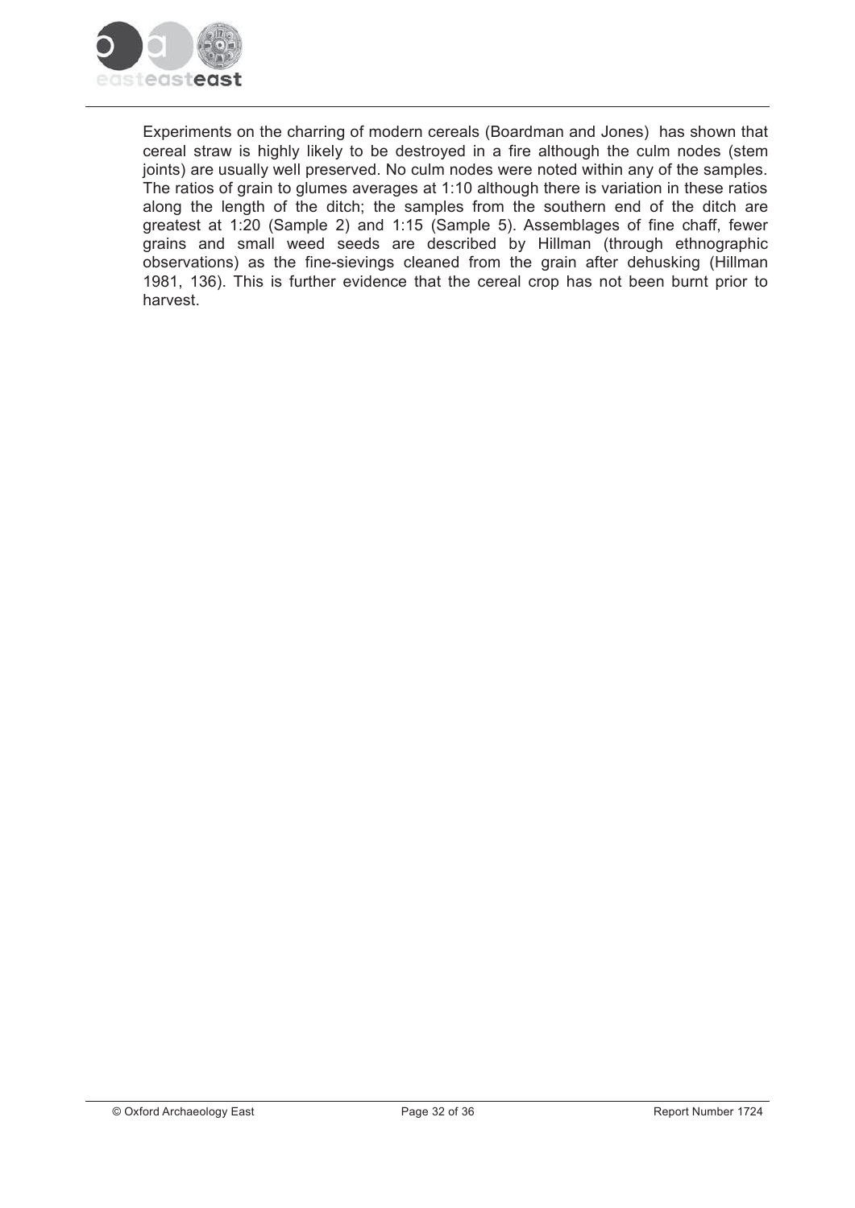Experiments on the charring of modern cereals (Boardman and Jones) has shown that cereal straw is highly likely to be destroyed in a fire although the culm nodes (stem joints) are usually well preserved. No culm nodes were noted within any of the samples. The ratios of grain to glumes averages at 1:10 although there is variation in these ratios along the length of the ditch; the samples from the southern end of the ditch are greatest at 1:20 (Sample 2) and 1:15 (Sample 5). Assemblages of fine chaff, fewer grains and small weed seeds are described by Hillman (through ethnographic observations) as the fine-sievings cleaned from the grain after dehusking (Hillman 1981, 136). This is further evidence that the cereal crop has not been burnt prior to harvest.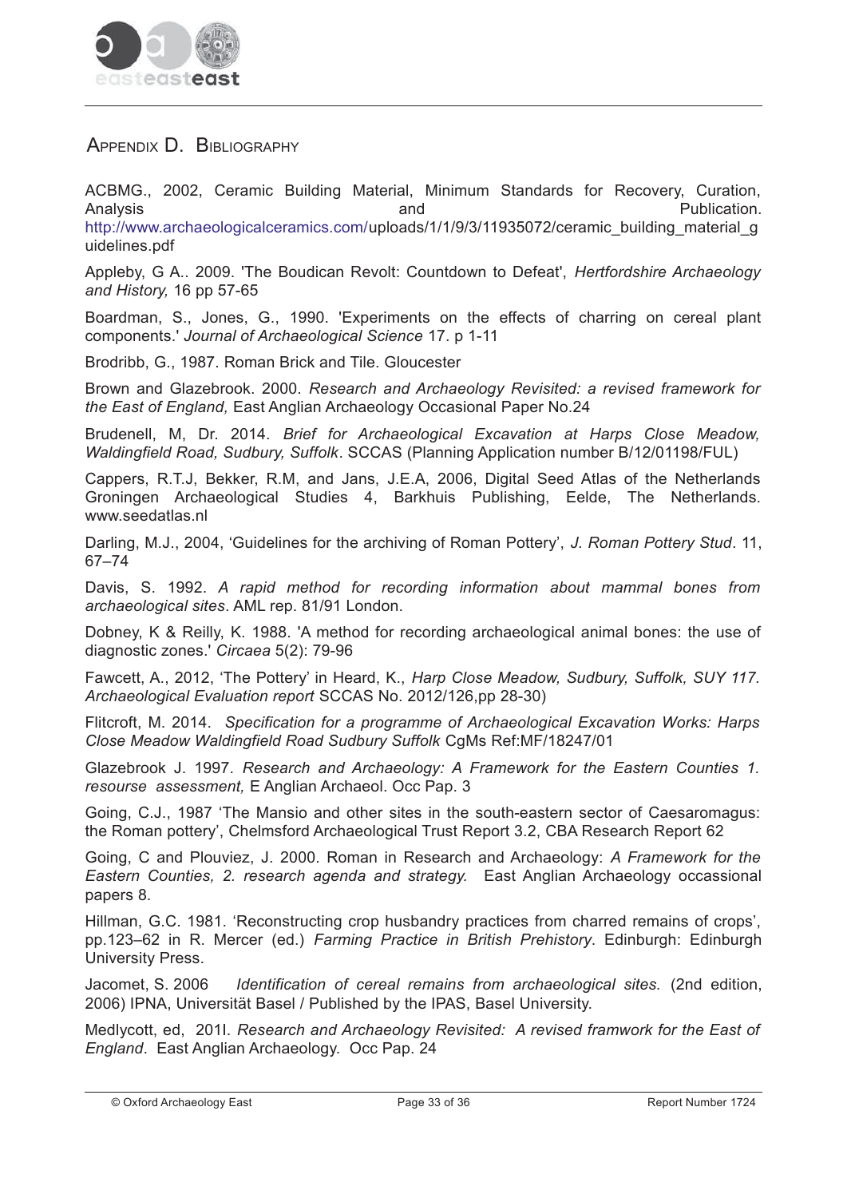## Appendix D. Bibliography

ACBMG., 2002, Ceramic Building Material, Minimum Standards for Recovery, Curation, Analysis and Publication. http://www.archaeologicalceramics.com/uploads/1/1/9/3/11935072/ceramic_building_material_guidelines.pdf

Appleby, G A.. 2009. 'The Boudican Revolt: Countdown to Defeat', *Hertfordshire Archaeology and History,* 16 pp 57-65

Boardman, S., Jones, G., 1990. 'Experiments on the effects of charring on cereal plant components.' *Journal of Archaeological Science* 17. p 1-11

Brodribb, G., 1987. Roman Brick and Tile. Gloucester

Brown and Glazebrook. 2000. *Research and Archaeology Revisited: a revised framework for the East of England,* East Anglian Archaeology Occasional Paper No.24

Brudenell, M, Dr. 2014. *Brief for Archaeological Excavation at Harps Close Meadow, Waldingfield Road, Sudbury, Suffolk*. SCCAS (Planning Application number B/12/01198/FUL)

Cappers, R.T.J, Bekker, R.M, and Jans, J.E.A, 2006, Digital Seed Atlas of the Netherlands Groningen Archaeological Studies 4, Barkhuis Publishing, Eelde, The Netherlands. www.seedatlas.nl

Darling, M.J., 2004, 'Guidelines for the archiving of Roman Pottery', *J. Roman Pottery Stud*. 11, 67–74

Davis, S. 1992. *A rapid method for recording information about mammal bones from archaeological sites*. AML rep. 81/91 London.

Dobney, K & Reilly, K. 1988. 'A method for recording archaeological animal bones: the use of diagnostic zones.' *Circaea* 5(2): 79-96

Fawcett, A., 2012, 'The Pottery' in Heard, K., *Harp Close Meadow, Sudbury, Suffolk, SUY 117. Archaeological Evaluation report* SCCAS No. 2012/126,pp 28-30)

Flitcroft, M. 2014. *Specification for a programme of Archaeological Excavation Works: Harps Close Meadow Waldingfield Road Sudbury Suffolk* CgMs Ref:MF/18247/01

Glazebrook J. 1997. *Research and Archaeology: A Framework for the Eastern Counties 1. resource assessment,* E Anglian Archaeol. Occ Pap. 3

Going, C.J., 1987 'The Mansio and other sites in the south-eastern sector of Caesaromagus: the Roman pottery', Chelmsford Archaeological Trust Report 3.2, CBA Research Report 62

Going, C and Plouviez, J. 2000. Roman in Research and Archaeology: *A Framework for the Eastern Counties, 2. research agenda and strategy.* East Anglian Archaeology occassional papers 8.

Hillman, G.C. 1981. 'Reconstructing crop husbandry practices from charred remains of crops', pp.123–62 in R. Mercer (ed.) *Farming Practice in British Prehistory*. Edinburgh: Edinburgh University Press.

Jacomet, S. 2006 *Identification of cereal remains from archaeological sites.* (2nd edition, 2006) IPNA, Universität Basel / Published by the IPAS, Basel University.

Medlycott, ed, 201l. *Research and Archaeology Revisited: A revised framwork for the East of England*. East Anglian Archaeology. Occ Pap. 24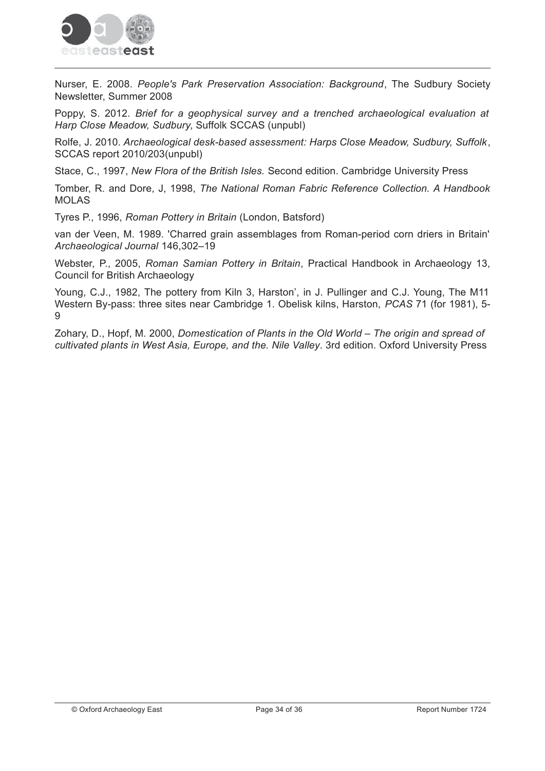Nurser, E. 2008. *People's Park Preservation Association: Background*, The Sudbury Society Newsletter, Summer 2008

Poppy, S. 2012. *Brief for a geophysical survey and a trenched archaeological evaluation at Harp Close Meadow, Sudbury*, Suffolk SCCAS (unpubl)

Rolfe, J. 2010. *Archaeological desk-based assessment: Harps Close Meadow, Sudbury, Suffolk*, SCCAS report 2010/203(unpubl)

Stace, C., 1997, *New Flora of the British Isles.* Second edition. Cambridge University Press

Tomber, R. and Dore, J, 1998, *The National Roman Fabric Reference Collection. A Handbook* MOLAS

Tyres P., 1996, *Roman Pottery in Britain* (London, Batsford)

van der Veen, M. 1989. 'Charred grain assemblages from Roman-period corn driers in Britain' *Archaeological Journal* 146,302–19

Webster, P., 2005, *Roman Samian Pottery in Britain*, Practical Handbook in Archaeology 13, Council for British Archaeology

Young, C.J., 1982, The pottery from Kiln 3, Harston', in J. Pullinger and C.J. Young, The M11 Western By-pass: three sites near Cambridge 1. Obelisk kilns, Harston, *PCAS* 71 (for 1981), 5-9

Zohary, D., Hopf, M. 2000, *Domestication of Plants in the Old World – The origin and spread of cultivated plants in West Asia, Europe, and the. Nile Valley*. 3rd edition. Oxford University Press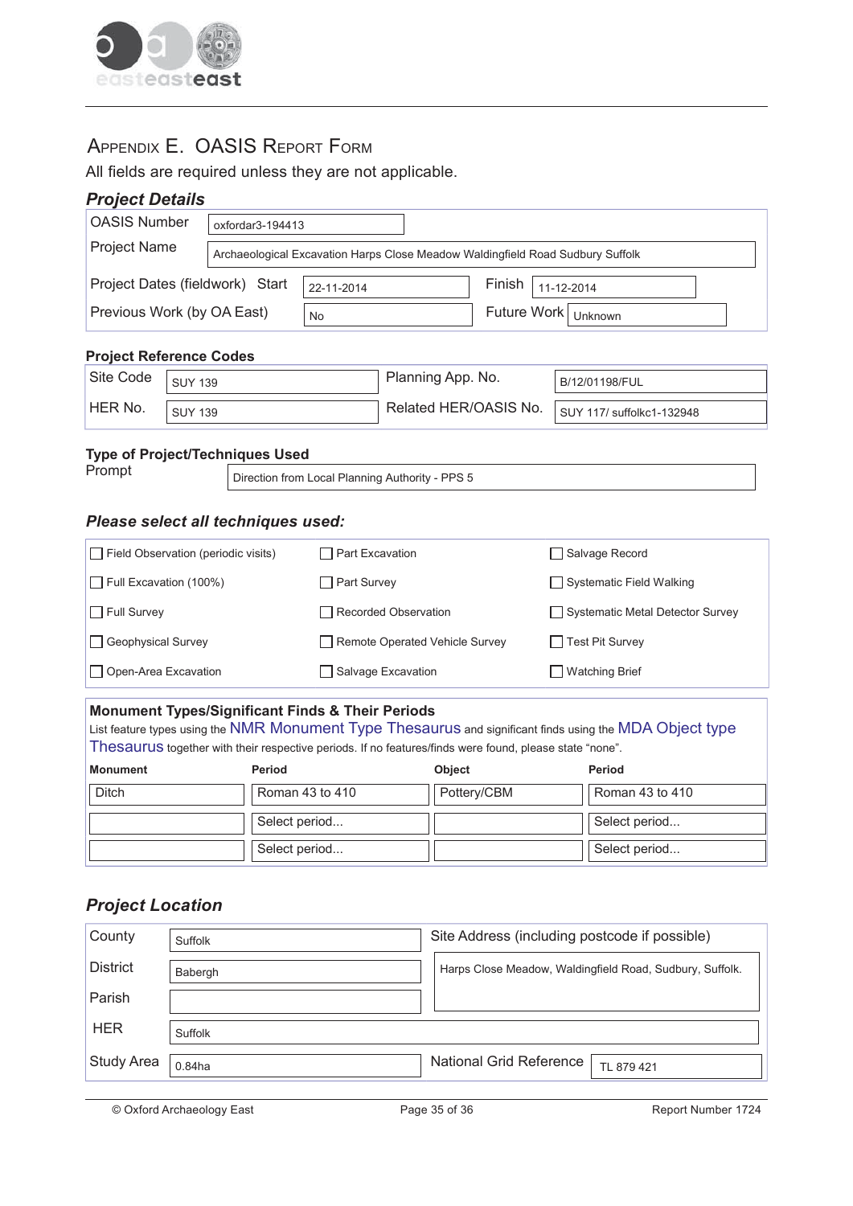# Appendix E. OASIS Report Form

All fields are required unless they are not applicable.

## *Project Details*

| | |
|---|---|
| OASIS Number | oxfordar3-194413 |
| Project Name | Archaeological Excavation Harps Close Meadow Waldingfield Road Sudbury Suffolk |

| | | | |
|---|---|---|---|
| Project Dates (fieldwork) Start | 22-11-2014 | Finish | 11-12-2014 |
| Previous Work (by OA East) | No | Future Work | Unknown |

### Project Reference Codes

| | | | |
|---|---|---|---|
| Site Code | SUY 139 | Planning App. No. | B/12/01198/FUL |
| HER No. | SUY 139 | Related HER/OASIS No. | SUY 117/ suffolkc1-132948 |

### Type of Project/Techniques Used

| | |
|---|---|
| Prompt | Direction from Local Planning Authority - PPS 5 |

## *Please select all techniques used:*

| | | |
|---|---|---|
| ☐ Field Observation (periodic visits) | ☐ Part Excavation | ☐ Salvage Record |
| ☐ Full Excavation (100%) | ☐ Part Survey | ☐ Systematic Field Walking |
| ☐ Full Survey | ☐ Recorded Observation | ☐ Systematic Metal Detector Survey |
| ☐ Geophysical Survey | ☐ Remote Operated Vehicle Survey | ☐ Test Pit Survey |
| ☐ Open-Area Excavation | ☐ Salvage Excavation | ☐ Watching Brief |

### Monument Types/Significant Finds & Their Periods

List feature types using the NMR Monument Type Thesaurus and significant finds using the MDA Object type Thesaurus together with their respective periods. If no features/finds were found, please state "none".

| Monument | Period | Object | Period |
|---|---|---|---|
| Ditch | Roman 43 to 410 | Pottery/CBM | Roman 43 to 410 |
| | Select period... | | Select period... |
| | Select period... | | Select period... |

## *Project Location*

| | | | |
|---|---|---|---|
| County | Suffolk | Site Address (including postcode if possible) | Harps Close Meadow, Waldingfield Road, Sudbury, Suffolk. |
| District | Babergh | | |
| Parish | | | |
| HER | Suffolk | | |
| Study Area | 0.84ha | National Grid Reference | TL 879 421 |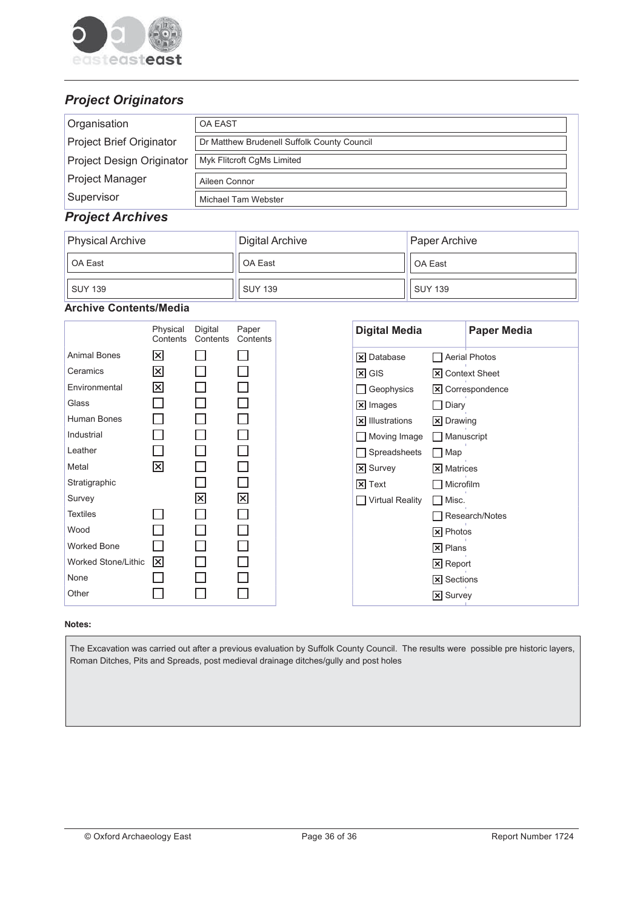## Project Originators

| | |
|---|---|
| Organisation | OA EAST |
| Project Brief Originator | Dr Matthew Brudenell Suffolk County Council |
| Project Design Originator | Myk Flitcroft CgMs Limited |
| Project Manager | Aileen Connor |
| Supervisor | Michael Tam Webster |

## Project Archives

| Physical Archive | Digital Archive | Paper Archive |
|---|---|---|
| OA East | OA East | OA East |
| SUY 139 | SUY 139 | SUY 139 |

### Archive Contents/Media

| | Physical Contents | Digital Contents | Paper Contents |
|---|---|---|---|
| Animal Bones | ☒ | ☐ | ☐ |
| Ceramics | ☒ | ☐ | ☐ |
| Environmental | ☒ | ☐ | ☐ |
| Glass | ☐ | ☐ | ☐ |
| Human Bones | ☐ | ☐ | ☐ |
| Industrial | ☐ | ☐ | ☐ |
| Leather | ☐ | ☐ | ☐ |
| Metal | ☒ | ☐ | ☐ |
| Stratigraphic | | ☐ | ☐ |
| Survey | | ☒ | ☒ |
| Textiles | ☐ | ☐ | ☐ |
| Wood | ☐ | ☐ | ☐ |
| Worked Bone | ☐ | ☐ | ☐ |
| Worked Stone/Lithic | ☒ | ☐ | ☐ |
| None | ☐ | ☐ | ☐ |
| Other | ☐ | ☐ | ☐ |

| Digital Media | Paper Media |
|---|---|
| ☒ Database | ☐ Aerial Photos |
| ☒ GIS | ☒ Context Sheet |
| ☐ Geophysics | ☒ Correspondence |
| ☒ Images | ☐ Diary |
| ☒ Illustrations | ☒ Drawing |
| ☐ Moving Image | ☐ Manuscript |
| ☐ Spreadsheets | ☐ Map |
| ☒ Survey | ☒ Matrices |
| ☒ Text | ☐ Microfilm |
| ☐ Virtual Reality | ☐ Misc. |
| | ☐ Research/Notes |
| | ☒ Photos |
| | ☒ Plans |
| | ☒ Report |
| | ☒ Sections |
| | ☒ Survey |

**Notes:**

The Excavation was carried out after a previous evaluation by Suffolk County Council. The results were possible pre historic layers, Roman Ditches, Pits and Spreads, post medieval drainage ditches/gully and post holes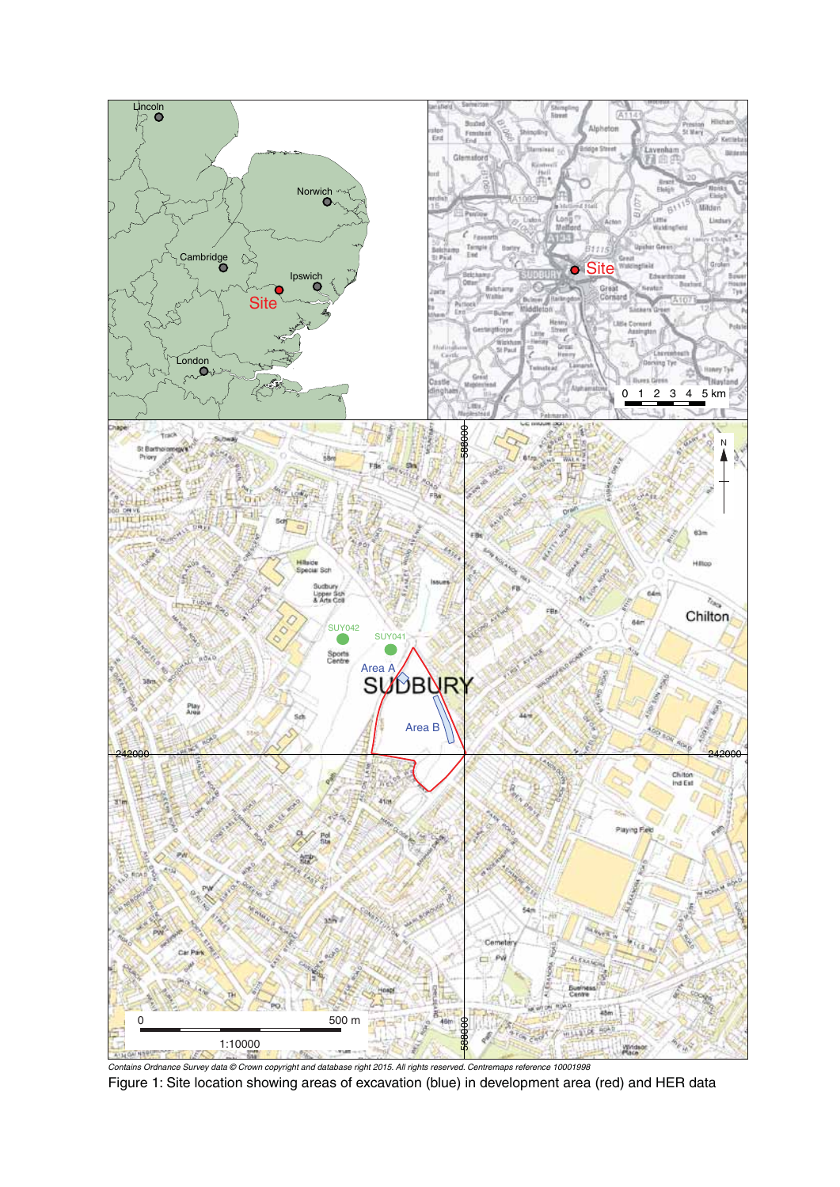Contains Ordnance Survey data © Crown copyright and database right 2015. All rights reserved. Centremaps reference 10001998

Figure 1: Site location showing areas of excavation (blue) in development area (red) and HER data